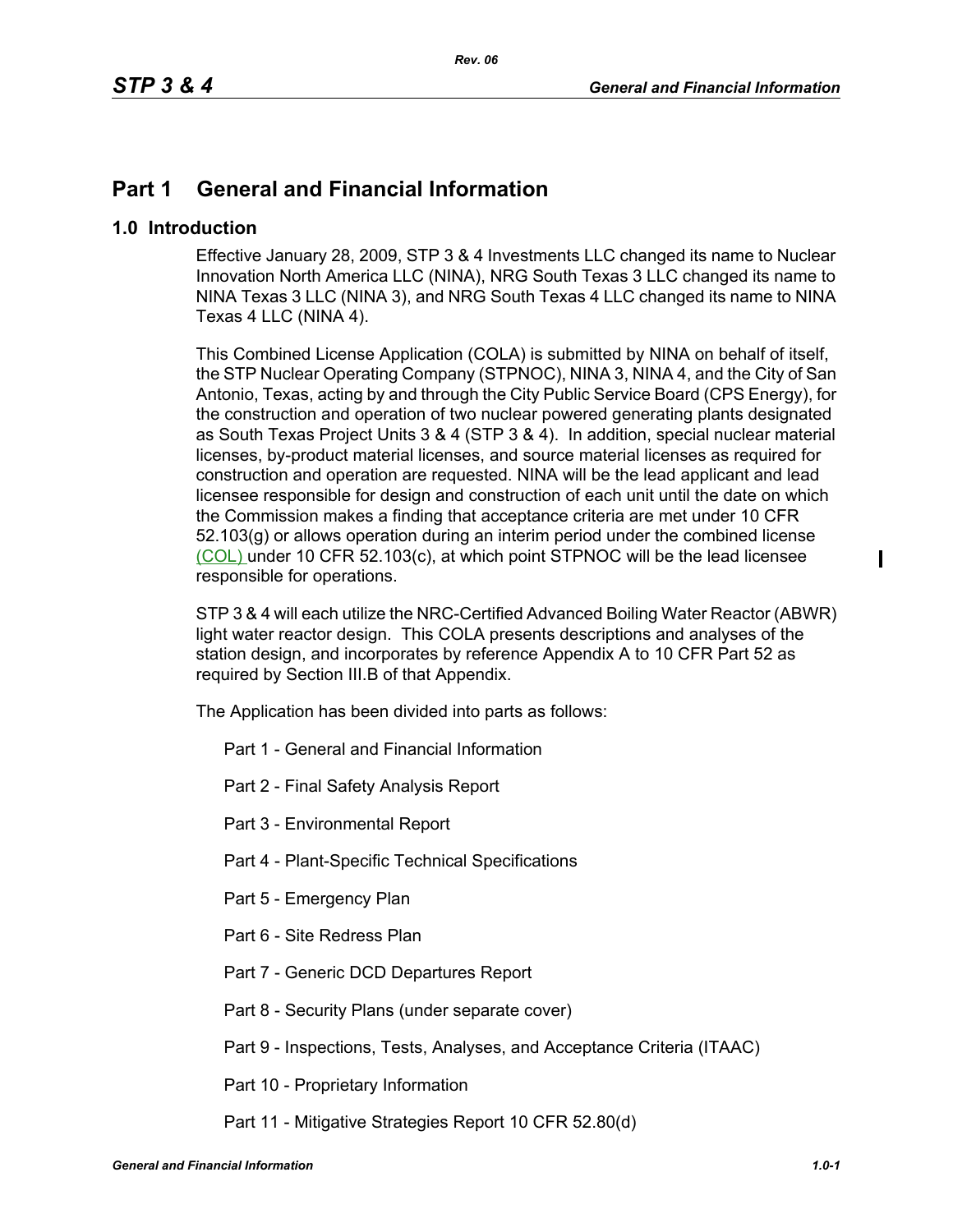# Part 1 General and Financial Information

## 1.0 Introduction

Effective January 28, 2009, STP 3 & 4 Investments LLC changed its name to Nuclear Innovation North America LLC (NINA), NRG South Texas 3 LLC changed its name to NINA Texas 3 LLC (NINA 3), and NRG South Texas 4 LLC changed its name to NINA Texas 4 LLC (NINA 4).

This Combined License Application (COLA) is submitted by NINA on behalf of itself, the STP Nuclear Operating Company (STPNOC), NINA 3, NINA 4, and the City of San Antonio, Texas, acting by and through the City Public Service Board (CPS Energy), for the construction and operation of two nuclear powered generating plants designated as South Texas Project Units 3 & 4 (STP 3 & 4). In addition, special nuclear material licenses, by-product material licenses, and source material licenses as required for construction and operation are requested. NINA will be the lead applicant and lead licensee responsible for design and construction of each unit until the date on which the Commission makes a finding that acceptance criteria are met under 10 CFR 52.103(g) or allows operation during an interim period under the combined license (COL) under 10 CFR 52.103(c), at which point STPNOC will be the lead licensee responsible for operations.

STP 3 & 4 will each utilize the NRC-Certified Advanced Boiling Water Reactor (ABWR) light water reactor design. This COLA presents descriptions and analyses of the station design, and incorporates by reference Appendix A to 10 CFR Part 52 as required by Section III.B of that Appendix.

The Application has been divided into parts as follows:

- Part 1 - General and Financial Information
- Part 2 - Final Safety Analysis Report
- Part 3 - Environmental Report
- Part 4 - Plant-Specific Technical Specifications
- Part 5 - Emergency Plan
- Part 6 - Site Redress Plan
- Part 7 - Generic DCD Departures Report
- Part 8 - Security Plans (under separate cover)
- Part 9 - Inspections, Tests, Analyses, and Acceptance Criteria (ITAAC)
- Part 10 - Proprietary Information
- Part 11 - Mitigative Strategies Report 10 CFR 52.80(d)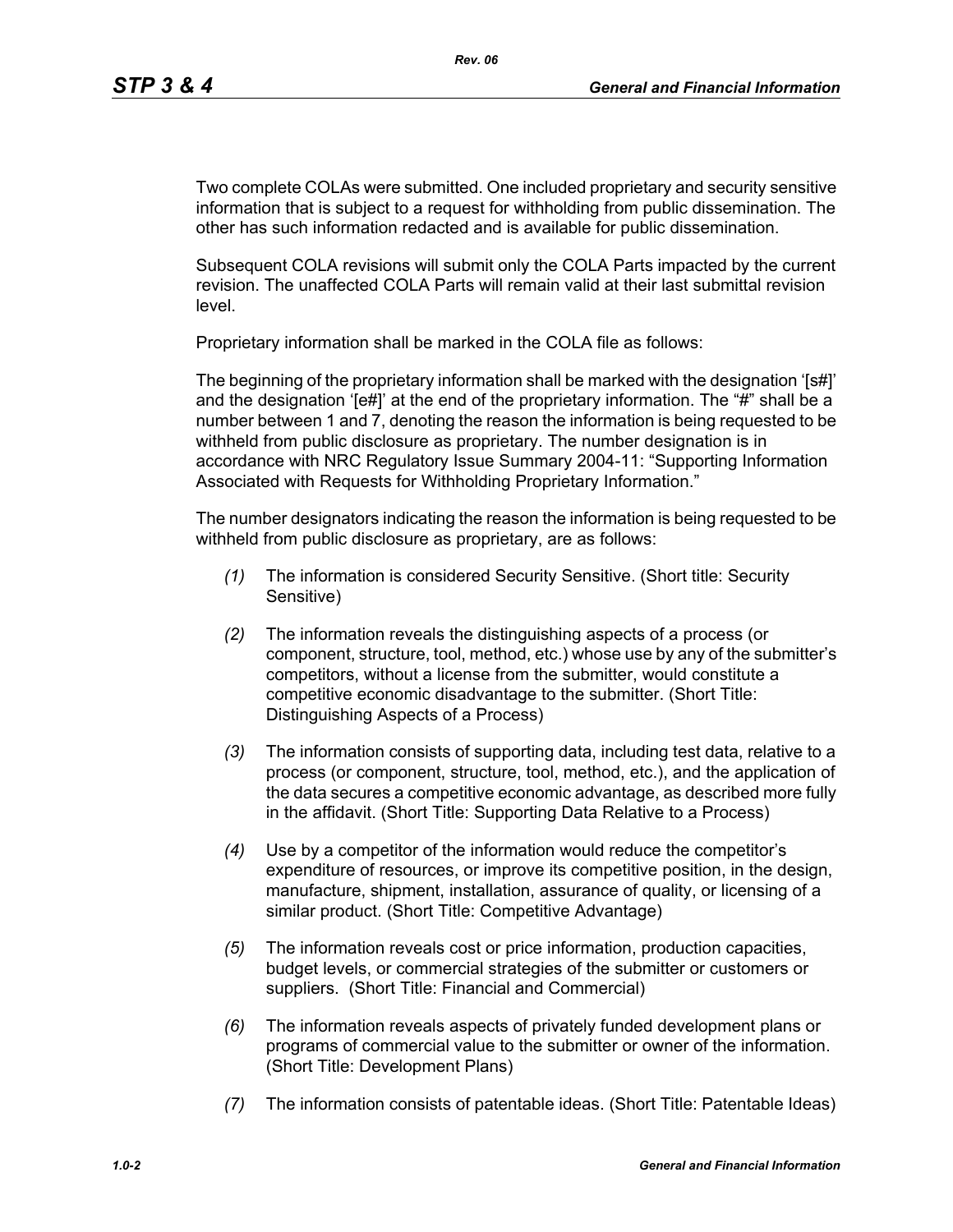Two complete COLAs were submitted. One included proprietary and security sensitive information that is subject to a request for withholding from public dissemination. The other has such information redacted and is available for public dissemination.

Subsequent COLA revisions will submit only the COLA Parts impacted by the current revision. The unaffected COLA Parts will remain valid at their last submittal revision level.

Proprietary information shall be marked in the COLA file as follows:

The beginning of the proprietary information shall be marked with the designation '[s#]' and the designation '[e#]' at the end of the proprietary information. The "#" shall be a number between 1 and 7, denoting the reason the information is being requested to be withheld from public disclosure as proprietary. The number designation is in accordance with NRC Regulatory Issue Summary 2004-11: "Supporting Information Associated with Requests for Withholding Proprietary Information."

The number designators indicating the reason the information is being requested to be withheld from public disclosure as proprietary, are as follows:

*(1)* The information is considered Security Sensitive. (Short title: Security Sensitive)

*(2)* The information reveals the distinguishing aspects of a process (or component, structure, tool, method, etc.) whose use by any of the submitter's competitors, without a license from the submitter, would constitute a competitive economic disadvantage to the submitter. (Short Title: Distinguishing Aspects of a Process)

*(3)* The information consists of supporting data, including test data, relative to a process (or component, structure, tool, method, etc.), and the application of the data secures a competitive economic advantage, as described more fully in the affidavit. (Short Title: Supporting Data Relative to a Process)

*(4)* Use by a competitor of the information would reduce the competitor's expenditure of resources, or improve its competitive position, in the design, manufacture, shipment, installation, assurance of quality, or licensing of a similar product. (Short Title: Competitive Advantage)

*(5)* The information reveals cost or price information, production capacities, budget levels, or commercial strategies of the submitter or customers or suppliers. (Short Title: Financial and Commercial)

*(6)* The information reveals aspects of privately funded development plans or programs of commercial value to the submitter or owner of the information. (Short Title: Development Plans)

*(7)* The information consists of patentable ideas. (Short Title: Patentable Ideas)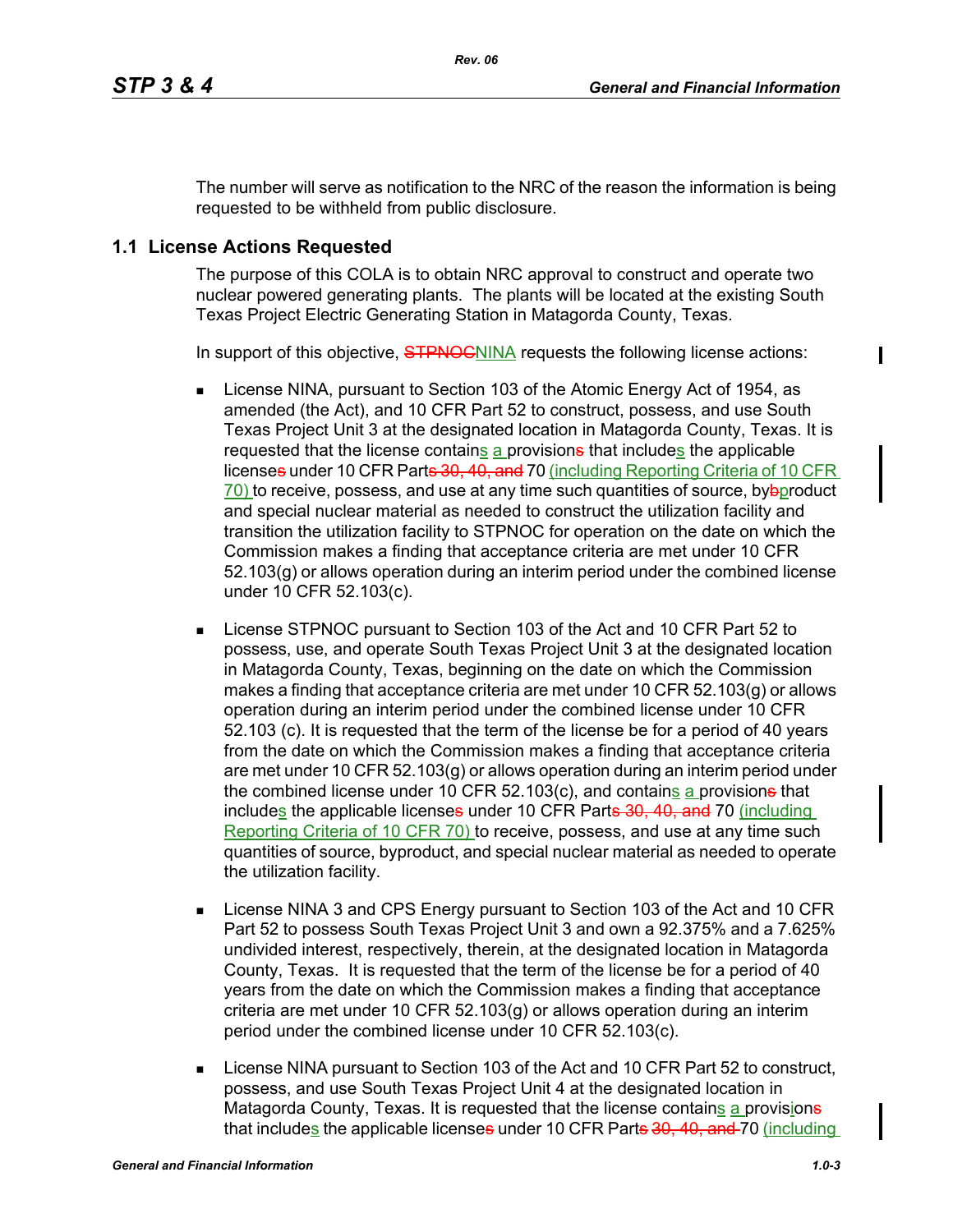The number will serve as notification to the NRC of the reason the information is being requested to be withheld from public disclosure.

## 1.1 License Actions Requested

The purpose of this COLA is to obtain NRC approval to construct and operate two nuclear powered generating plants. The plants will be located at the existing South Texas Project Electric Generating Station in Matagorda County, Texas.

In support of this objective, ~~STPNOC~~NINA requests the following license actions:

- License NINA, pursuant to Section 103 of the Atomic Energy Act of 1954, as amended (the Act), and 10 CFR Part 52 to construct, possess, and use South Texas Project Unit 3 at the designated location in Matagorda County, Texas. It is requested that the license contains a provisions that includes the applicable licenses under 10 CFR Parts ~~30, 40, and~~ 70 (including Reporting Criteria of 10 CFR 70) to receive, possess, and use at any time such quantities of source, bybproduct and special nuclear material as needed to construct the utilization facility and transition the utilization facility to STPNOC for operation on the date on which the Commission makes a finding that acceptance criteria are met under 10 CFR 52.103(g) or allows operation during an interim period under the combined license under 10 CFR 52.103(c).

- License STPNOC pursuant to Section 103 of the Act and 10 CFR Part 52 to possess, use, and operate South Texas Project Unit 3 at the designated location in Matagorda County, Texas, beginning on the date on which the Commission makes a finding that acceptance criteria are met under 10 CFR 52.103(g) or allows operation during an interim period under the combined license under 10 CFR 52.103 (c). It is requested that the term of the license be for a period of 40 years from the date on which the Commission makes a finding that acceptance criteria are met under 10 CFR 52.103(g) or allows operation during an interim period under the combined license under 10 CFR 52.103(c), and contains a provisions that includes the applicable licenses under 10 CFR Parts ~~30, 40, and~~ 70 (including Reporting Criteria of 10 CFR 70) to receive, possess, and use at any time such quantities of source, byproduct, and special nuclear material as needed to operate the utilization facility.

- License NINA 3 and CPS Energy pursuant to Section 103 of the Act and 10 CFR Part 52 to possess South Texas Project Unit 3 and own a 92.375% and a 7.625% undivided interest, respectively, therein, at the designated location in Matagorda County, Texas. It is requested that the term of the license be for a period of 40 years from the date on which the Commission makes a finding that acceptance criteria are met under 10 CFR 52.103(g) or allows operation during an interim period under the combined license under 10 CFR 52.103(c).

- License NINA pursuant to Section 103 of the Act and 10 CFR Part 52 to construct, possess, and use South Texas Project Unit 4 at the designated location in Matagorda County, Texas. It is requested that the license contains a provisions that includes the applicable licenses under 10 CFR Parts ~~30, 40, and~~ 70 (including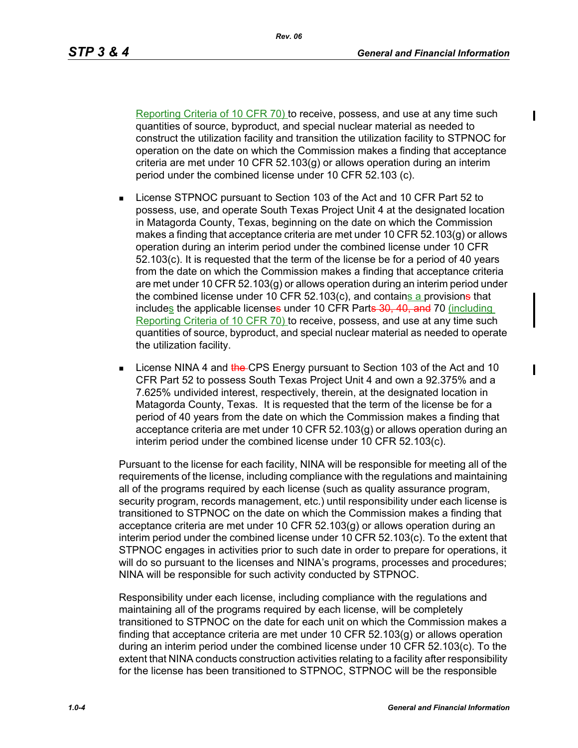Reporting Criteria of 10 CFR 70) to receive, possess, and use at any time such quantities of source, byproduct, and special nuclear material as needed to construct the utilization facility and transition the utilization facility to STPNOC for operation on the date on which the Commission makes a finding that acceptance criteria are met under 10 CFR 52.103(g) or allows operation during an interim period under the combined license under 10 CFR 52.103 (c).

- License STPNOC pursuant to Section 103 of the Act and 10 CFR Part 52 to possess, use, and operate South Texas Project Unit 4 at the designated location in Matagorda County, Texas, beginning on the date on which the Commission makes a finding that acceptance criteria are met under 10 CFR 52.103(g) or allows operation during an interim period under the combined license under 10 CFR 52.103(c). It is requested that the term of the license be for a period of 40 years from the date on which the Commission makes a finding that acceptance criteria are met under 10 CFR 52.103(g) or allows operation during an interim period under the combined license under 10 CFR 52.103(c), and contains a provisions that includes the applicable licenses under 10 CFR Parts 30, 40, and 70 (including Reporting Criteria of 10 CFR 70) to receive, possess, and use at any time such quantities of source, byproduct, and special nuclear material as needed to operate the utilization facility.

- License NINA 4 and the CPS Energy pursuant to Section 103 of the Act and 10 CFR Part 52 to possess South Texas Project Unit 4 and own a 92.375% and a 7.625% undivided interest, respectively, therein, at the designated location in Matagorda County, Texas. It is requested that the term of the license be for a period of 40 years from the date on which the Commission makes a finding that acceptance criteria are met under 10 CFR 52.103(g) or allows operation during an interim period under the combined license under 10 CFR 52.103(c).

Pursuant to the license for each facility, NINA will be responsible for meeting all of the requirements of the license, including compliance with the regulations and maintaining all of the programs required by each license (such as quality assurance program, security program, records management, etc.) until responsibility under each license is transitioned to STPNOC on the date on which the Commission makes a finding that acceptance criteria are met under 10 CFR 52.103(g) or allows operation during an interim period under the combined license under 10 CFR 52.103(c). To the extent that STPNOC engages in activities prior to such date in order to prepare for operations, it will do so pursuant to the licenses and NINA's programs, processes and procedures; NINA will be responsible for such activity conducted by STPNOC.

Responsibility under each license, including compliance with the regulations and maintaining all of the programs required by each license, will be completely transitioned to STPNOC on the date for each unit on which the Commission makes a finding that acceptance criteria are met under 10 CFR 52.103(g) or allows operation during an interim period under the combined license under 10 CFR 52.103(c). To the extent that NINA conducts construction activities relating to a facility after responsibility for the license has been transitioned to STPNOC, STPNOC will be the responsible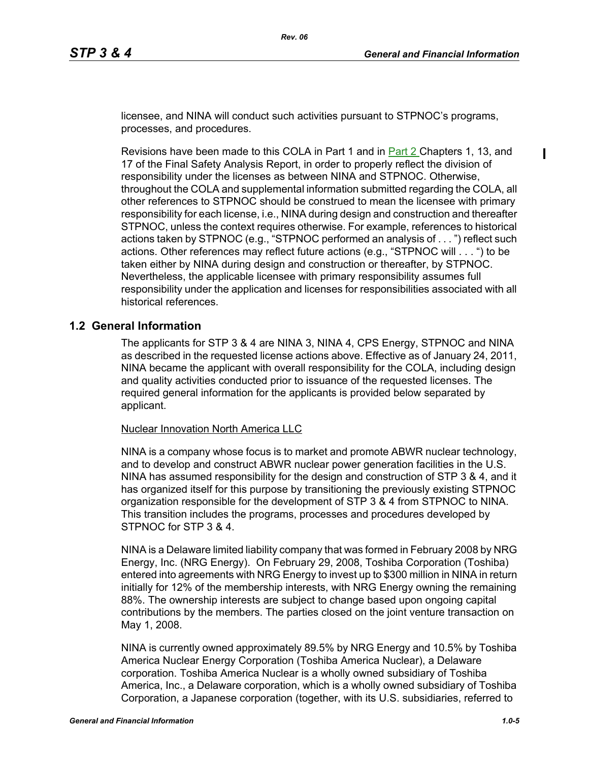licensee, and NINA will conduct such activities pursuant to STPNOC's programs, processes, and procedures.

Revisions have been made to this COLA in Part 1 and in Part 2 Chapters 1, 13, and 17 of the Final Safety Analysis Report, in order to properly reflect the division of responsibility under the licenses as between NINA and STPNOC. Otherwise, throughout the COLA and supplemental information submitted regarding the COLA, all other references to STPNOC should be construed to mean the licensee with primary responsibility for each license, i.e., NINA during design and construction and thereafter STPNOC, unless the context requires otherwise. For example, references to historical actions taken by STPNOC (e.g., "STPNOC performed an analysis of . . . ") reflect such actions. Other references may reflect future actions (e.g., "STPNOC will . . . ") to be taken either by NINA during design and construction or thereafter, by STPNOC. Nevertheless, the applicable licensee with primary responsibility assumes full responsibility under the application and licenses for responsibilities associated with all historical references.

## 1.2 General Information

The applicants for STP 3 & 4 are NINA 3, NINA 4, CPS Energy, STPNOC and NINA as described in the requested license actions above. Effective as of January 24, 2011, NINA became the applicant with overall responsibility for the COLA, including design and quality activities conducted prior to issuance of the requested licenses. The required general information for the applicants is provided below separated by applicant.

Nuclear Innovation North America LLC

NINA is a company whose focus is to market and promote ABWR nuclear technology, and to develop and construct ABWR nuclear power generation facilities in the U.S. NINA has assumed responsibility for the design and construction of STP 3 & 4, and it has organized itself for this purpose by transitioning the previously existing STPNOC organization responsible for the development of STP 3 & 4 from STPNOC to NINA. This transition includes the programs, processes and procedures developed by STPNOC for STP 3 & 4.

NINA is a Delaware limited liability company that was formed in February 2008 by NRG Energy, Inc. (NRG Energy). On February 29, 2008, Toshiba Corporation (Toshiba) entered into agreements with NRG Energy to invest up to $300 million in NINA in return initially for 12% of the membership interests, with NRG Energy owning the remaining 88%. The ownership interests are subject to change based upon ongoing capital contributions by the members. The parties closed on the joint venture transaction on May 1, 2008.

NINA is currently owned approximately 89.5% by NRG Energy and 10.5% by Toshiba America Nuclear Energy Corporation (Toshiba America Nuclear), a Delaware corporation. Toshiba America Nuclear is a wholly owned subsidiary of Toshiba America, Inc., a Delaware corporation, which is a wholly owned subsidiary of Toshiba Corporation, a Japanese corporation (together, with its U.S. subsidiaries, referred to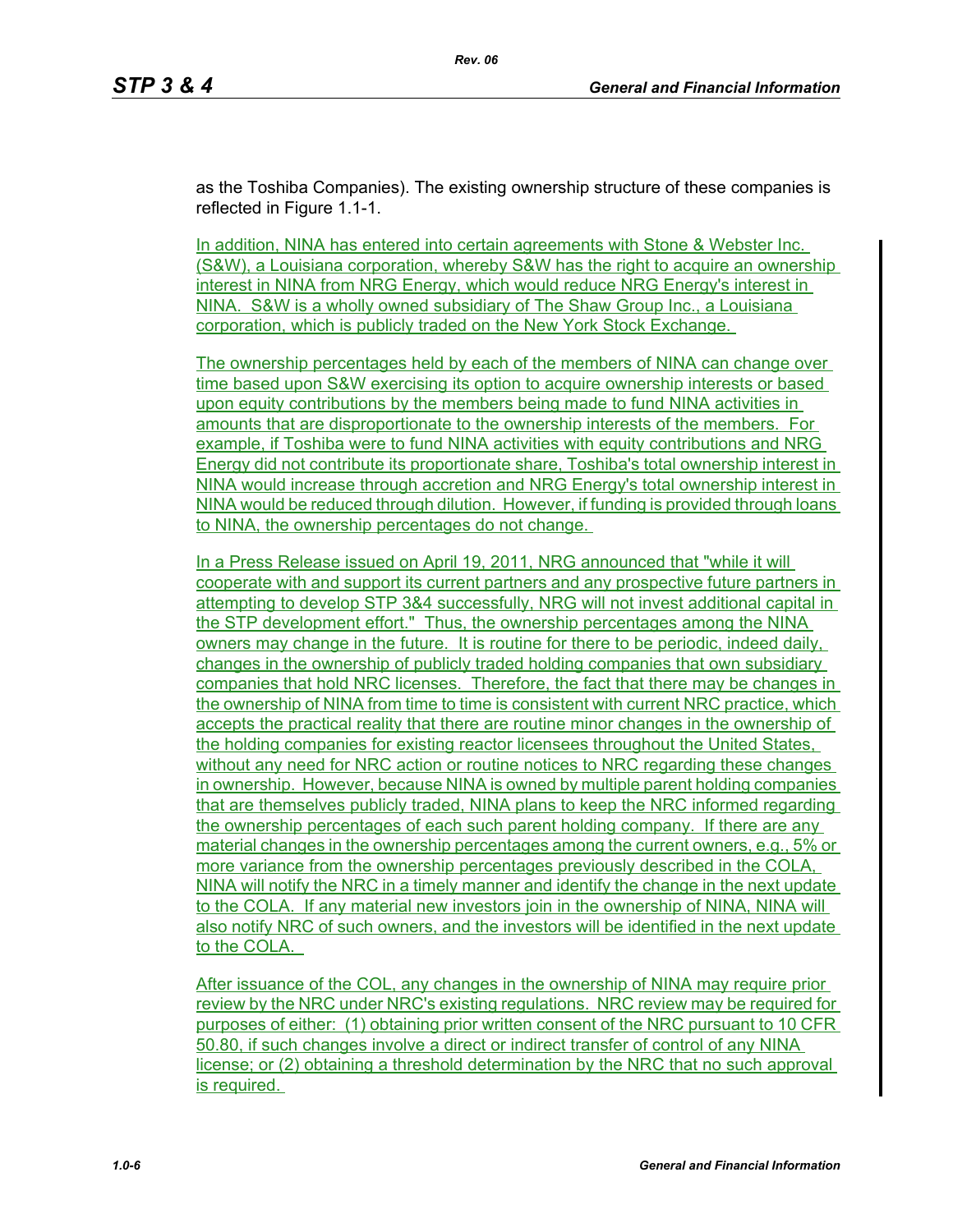as the Toshiba Companies). The existing ownership structure of these companies is reflected in Figure 1.1-1.

In addition, NINA has entered into certain agreements with Stone & Webster Inc. (S&W), a Louisiana corporation, whereby S&W has the right to acquire an ownership interest in NINA from NRG Energy, which would reduce NRG Energy's interest in NINA. S&W is a wholly owned subsidiary of The Shaw Group Inc., a Louisiana corporation, which is publicly traded on the New York Stock Exchange.

The ownership percentages held by each of the members of NINA can change over time based upon S&W exercising its option to acquire ownership interests or based upon equity contributions by the members being made to fund NINA activities in amounts that are disproportionate to the ownership interests of the members. For example, if Toshiba were to fund NINA activities with equity contributions and NRG Energy did not contribute its proportionate share, Toshiba's total ownership interest in NINA would increase through accretion and NRG Energy's total ownership interest in NINA would be reduced through dilution. However, if funding is provided through loans to NINA, the ownership percentages do not change.

In a Press Release issued on April 19, 2011, NRG announced that "while it will cooperate with and support its current partners and any prospective future partners in attempting to develop STP 3&4 successfully, NRG will not invest additional capital in the STP development effort." Thus, the ownership percentages among the NINA owners may change in the future. It is routine for there to be periodic, indeed daily, changes in the ownership of publicly traded holding companies that own subsidiary companies that hold NRC licenses. Therefore, the fact that there may be changes in the ownership of NINA from time to time is consistent with current NRC practice, which accepts the practical reality that there are routine minor changes in the ownership of the holding companies for existing reactor licensees throughout the United States, without any need for NRC action or routine notices to NRC regarding these changes in ownership. However, because NINA is owned by multiple parent holding companies that are themselves publicly traded, NINA plans to keep the NRC informed regarding the ownership percentages of each such parent holding company. If there are any material changes in the ownership percentages among the current owners, e.g., 5% or more variance from the ownership percentages previously described in the COLA, NINA will notify the NRC in a timely manner and identify the change in the next update to the COLA. If any material new investors join in the ownership of NINA, NINA will also notify NRC of such owners, and the investors will be identified in the next update to the COLA.

After issuance of the COL, any changes in the ownership of NINA may require prior review by the NRC under NRC's existing regulations. NRC review may be required for purposes of either: (1) obtaining prior written consent of the NRC pursuant to 10 CFR 50.80, if such changes involve a direct or indirect transfer of control of any NINA license; or (2) obtaining a threshold determination by the NRC that no such approval is required.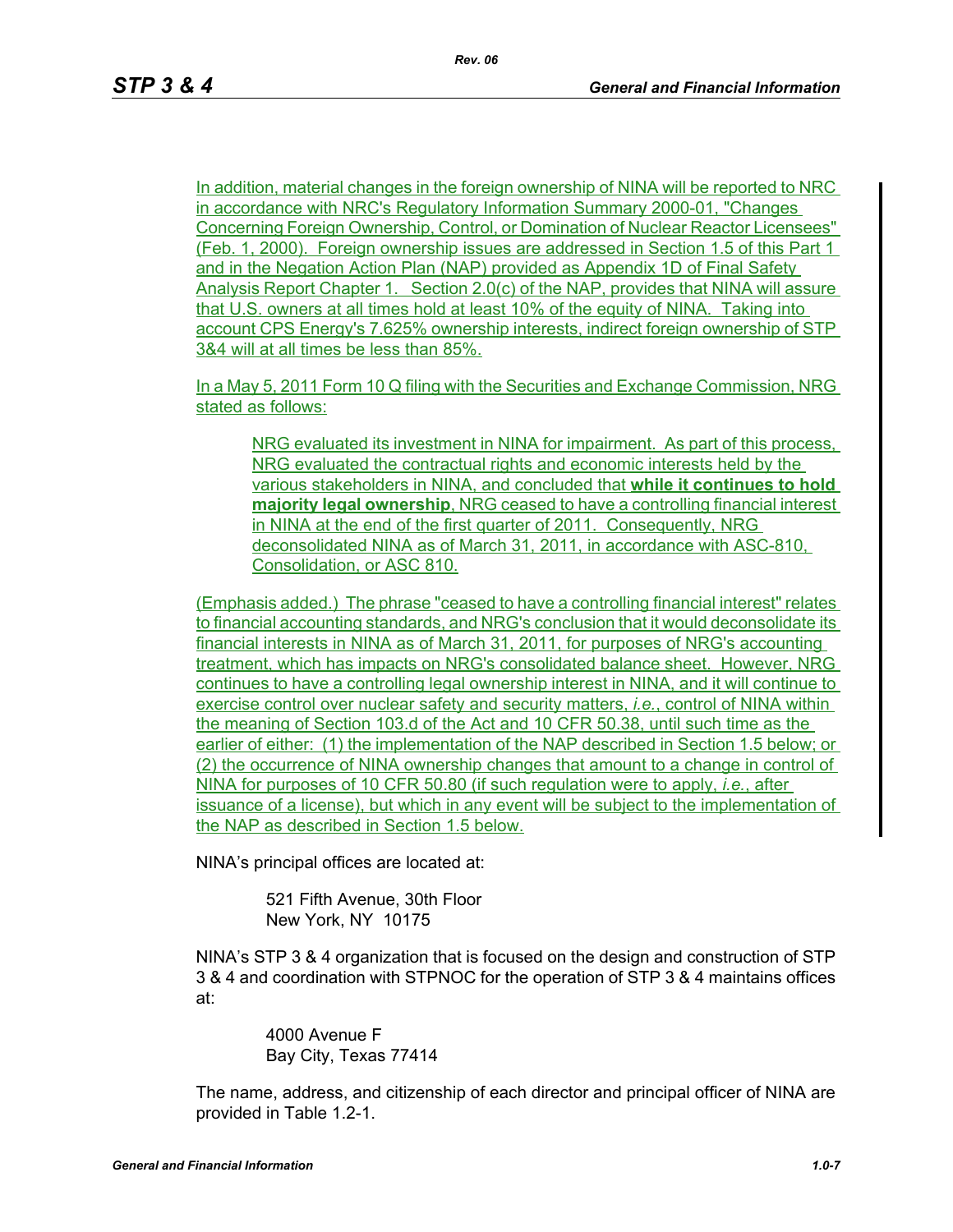In addition, material changes in the foreign ownership of NINA will be reported to NRC in accordance with NRC's Regulatory Information Summary 2000-01, "Changes Concerning Foreign Ownership, Control, or Domination of Nuclear Reactor Licensees" (Feb. 1, 2000). Foreign ownership issues are addressed in Section 1.5 of this Part 1 and in the Negation Action Plan (NAP) provided as Appendix 1D of Final Safety Analysis Report Chapter 1. Section 2.0(c) of the NAP, provides that NINA will assure that U.S. owners at all times hold at least 10% of the equity of NINA. Taking into account CPS Energy's 7.625% ownership interests, indirect foreign ownership of STP 3&4 will at all times be less than 85%.

In a May 5, 2011 Form 10 Q filing with the Securities and Exchange Commission, NRG stated as follows:

> NRG evaluated its investment in NINA for impairment. As part of this process, NRG evaluated the contractual rights and economic interests held by the various stakeholders in NINA, and concluded that **while it continues to hold majority legal ownership**, NRG ceased to have a controlling financial interest in NINA at the end of the first quarter of 2011. Consequently, NRG deconsolidated NINA as of March 31, 2011, in accordance with ASC-810, Consolidation, or ASC 810.

(Emphasis added.) The phrase "ceased to have a controlling financial interest" relates to financial accounting standards, and NRG's conclusion that it would deconsolidate its financial interests in NINA as of March 31, 2011, for purposes of NRG's accounting treatment, which has impacts on NRG's consolidated balance sheet. However, NRG continues to have a controlling legal ownership interest in NINA, and it will continue to exercise control over nuclear safety and security matters, *i.e.*, control of NINA within the meaning of Section 103.d of the Act and 10 CFR 50.38, until such time as the earlier of either: (1) the implementation of the NAP described in Section 1.5 below; or (2) the occurrence of NINA ownership changes that amount to a change in control of NINA for purposes of 10 CFR 50.80 (if such regulation were to apply, *i.e.*, after issuance of a license), but which in any event will be subject to the implementation of the NAP as described in Section 1.5 below.

NINA's principal offices are located at:

> 521 Fifth Avenue, 30th Floor
> New York, NY 10175

NINA's STP 3 & 4 organization that is focused on the design and construction of STP 3 & 4 and coordination with STPNOC for the operation of STP 3 & 4 maintains offices at:

> 4000 Avenue F
> Bay City, Texas 77414

The name, address, and citizenship of each director and principal officer of NINA are provided in Table 1.2-1.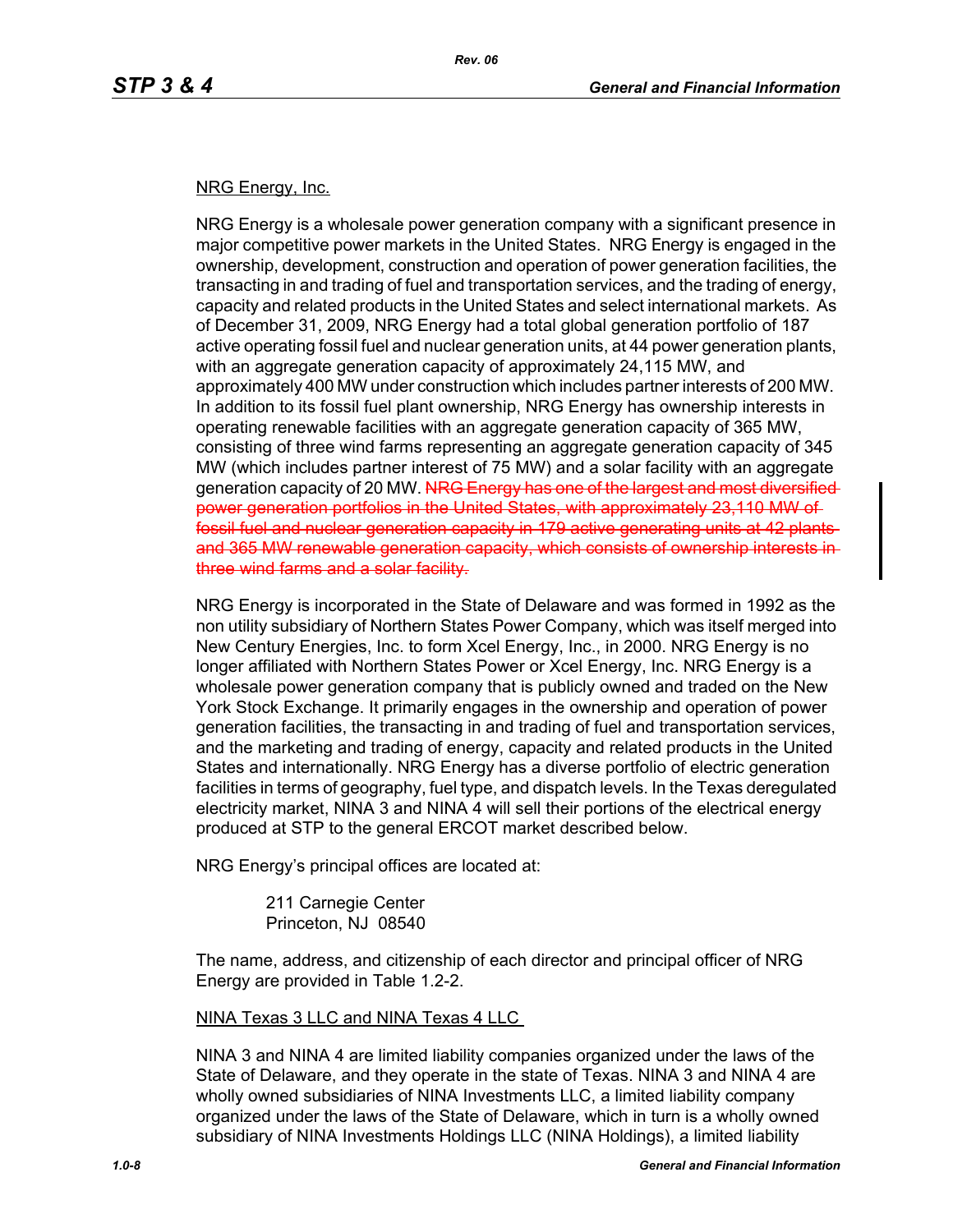NRG Energy, Inc.

NRG Energy is a wholesale power generation company with a significant presence in major competitive power markets in the United States. NRG Energy is engaged in the ownership, development, construction and operation of power generation facilities, the transacting in and trading of fuel and transportation services, and the trading of energy, capacity and related products in the United States and select international markets. As of December 31, 2009, NRG Energy had a total global generation portfolio of 187 active operating fossil fuel and nuclear generation units, at 44 power generation plants, with an aggregate generation capacity of approximately 24,115 MW, and approximately 400 MW under construction which includes partner interests of 200 MW. In addition to its fossil fuel plant ownership, NRG Energy has ownership interests in operating renewable facilities with an aggregate generation capacity of 365 MW, consisting of three wind farms representing an aggregate generation capacity of 345 MW (which includes partner interest of 75 MW) and a solar facility with an aggregate generation capacity of 20 MW. ~~NRG Energy has one of the largest and most diversified power generation portfolios in the United States, with approximately 23,110 MW of fossil fuel and nuclear generation capacity in 179 active generating units at 42 plants and 365 MW renewable generation capacity, which consists of ownership interests in three wind farms and a solar facility.~~

NRG Energy is incorporated in the State of Delaware and was formed in 1992 as the non utility subsidiary of Northern States Power Company, which was itself merged into New Century Energies, Inc. to form Xcel Energy, Inc., in 2000. NRG Energy is no longer affiliated with Northern States Power or Xcel Energy, Inc. NRG Energy is a wholesale power generation company that is publicly owned and traded on the New York Stock Exchange. It primarily engages in the ownership and operation of power generation facilities, the transacting in and trading of fuel and transportation services, and the marketing and trading of energy, capacity and related products in the United States and internationally. NRG Energy has a diverse portfolio of electric generation facilities in terms of geography, fuel type, and dispatch levels. In the Texas deregulated electricity market, NINA 3 and NINA 4 will sell their portions of the electrical energy produced at STP to the general ERCOT market described below.

NRG Energy's principal offices are located at:

211 Carnegie Center
Princeton, NJ 08540

The name, address, and citizenship of each director and principal officer of NRG Energy are provided in Table 1.2-2.

NINA Texas 3 LLC and NINA Texas 4 LLC

NINA 3 and NINA 4 are limited liability companies organized under the laws of the State of Delaware, and they operate in the state of Texas. NINA 3 and NINA 4 are wholly owned subsidiaries of NINA Investments LLC, a limited liability company organized under the laws of the State of Delaware, which in turn is a wholly owned subsidiary of NINA Investments Holdings LLC (NINA Holdings), a limited liability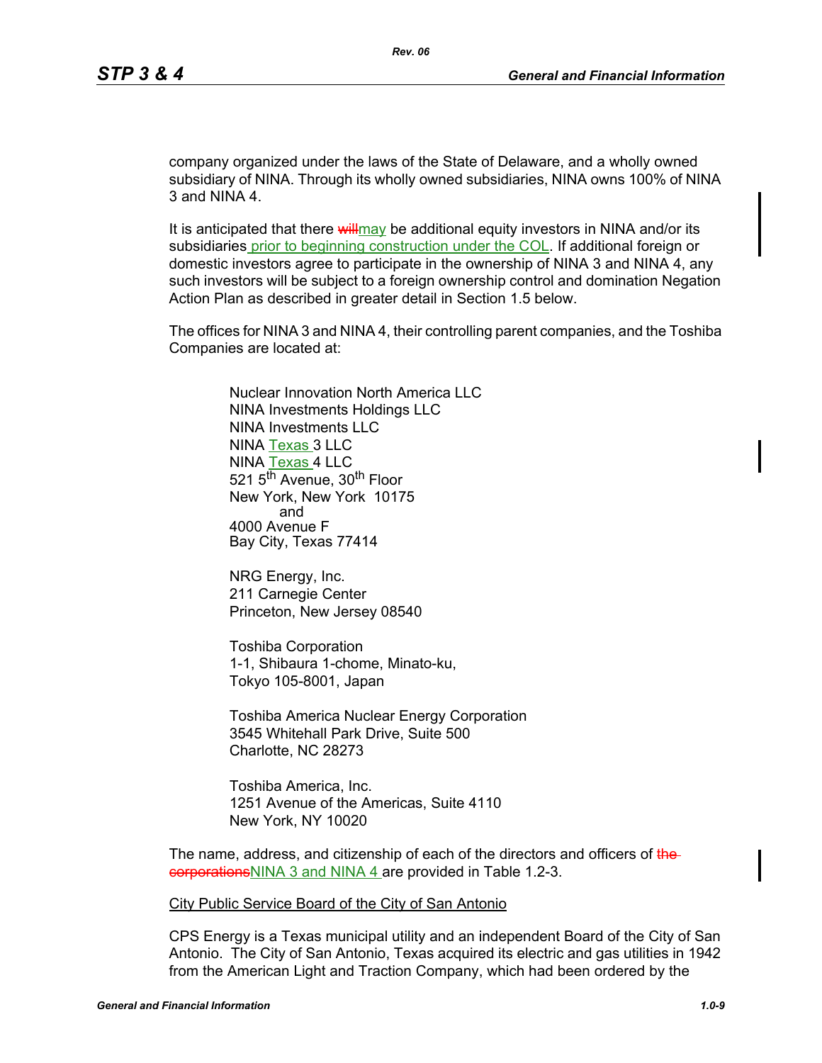company organized under the laws of the State of Delaware, and a wholly owned subsidiary of NINA. Through its wholly owned subsidiaries, NINA owns 100% of NINA 3 and NINA 4.

It is anticipated that there ~~will~~may be additional equity investors in NINA and/or its subsidiaries prior to beginning construction under the COL. If additional foreign or domestic investors agree to participate in the ownership of NINA 3 and NINA 4, any such investors will be subject to a foreign ownership control and domination Negation Action Plan as described in greater detail in Section 1.5 below.

The offices for NINA 3 and NINA 4, their controlling parent companies, and the Toshiba Companies are located at:

Nuclear Innovation North America LLC
NINA Investments Holdings LLC
NINA Investments LLC
NINA Texas 3 LLC
NINA Texas 4 LLC
521 5th Avenue, 30th Floor
New York, New York 10175
and
4000 Avenue F
Bay City, Texas 77414

NRG Energy, Inc.
211 Carnegie Center
Princeton, New Jersey 08540

Toshiba Corporation
1-1, Shibaura 1-chome, Minato-ku,
Tokyo 105-8001, Japan

Toshiba America Nuclear Energy Corporation
3545 Whitehall Park Drive, Suite 500
Charlotte, NC 28273

Toshiba America, Inc.
1251 Avenue of the Americas, Suite 4110
New York, NY 10020

The name, address, and citizenship of each of the directors and officers of ~~the corporations~~NINA 3 and NINA 4 are provided in Table 1.2-3.

City Public Service Board of the City of San Antonio

CPS Energy is a Texas municipal utility and an independent Board of the City of San Antonio. The City of San Antonio, Texas acquired its electric and gas utilities in 1942 from the American Light and Traction Company, which had been ordered by the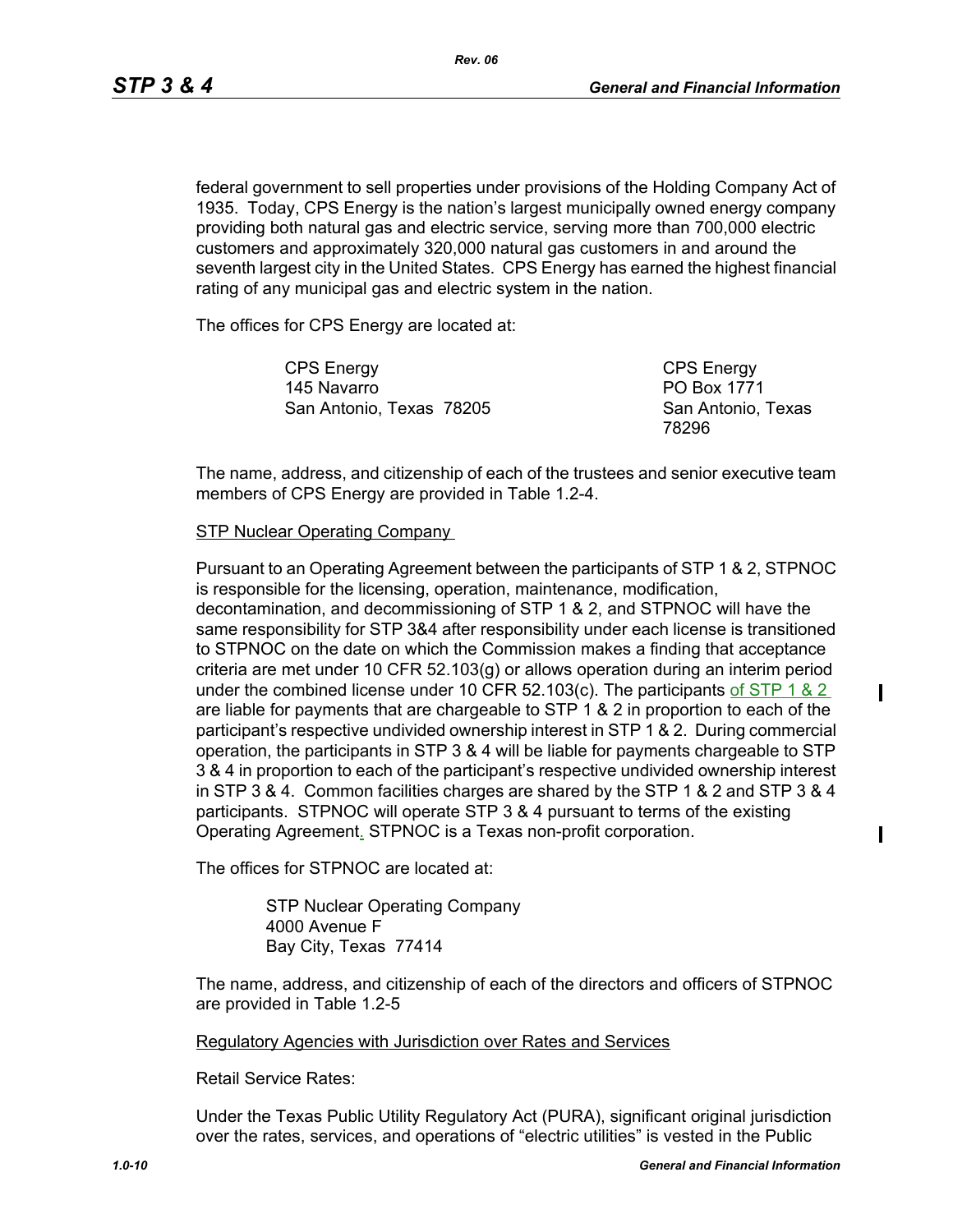federal government to sell properties under provisions of the Holding Company Act of 1935. Today, CPS Energy is the nation's largest municipally owned energy company providing both natural gas and electric service, serving more than 700,000 electric customers and approximately 320,000 natural gas customers in and around the seventh largest city in the United States. CPS Energy has earned the highest financial rating of any municipal gas and electric system in the nation.

The offices for CPS Energy are located at:

| | |
|---|---|
| CPS Energy<br>145 Navarro<br>San Antonio, Texas 78205 | CPS Energy<br>PO Box 1771<br>San Antonio, Texas 78296 |

The name, address, and citizenship of each of the trustees and senior executive team members of CPS Energy are provided in Table 1.2-4.

STP Nuclear Operating Company

Pursuant to an Operating Agreement between the participants of STP 1 & 2, STPNOC is responsible for the licensing, operation, maintenance, modification, decontamination, and decommissioning of STP 1 & 2, and STPNOC will have the same responsibility for STP 3&4 after responsibility under each license is transitioned to STPNOC on the date on which the Commission makes a finding that acceptance criteria are met under 10 CFR 52.103(g) or allows operation during an interim period under the combined license under 10 CFR 52.103(c). The participants of STP 1 & 2 are liable for payments that are chargeable to STP 1 & 2 in proportion to each of the participant's respective undivided ownership interest in STP 1 & 2. During commercial operation, the participants in STP 3 & 4 will be liable for payments chargeable to STP 3 & 4 in proportion to each of the participant's respective undivided ownership interest in STP 3 & 4. Common facilities charges are shared by the STP 1 & 2 and STP 3 & 4 participants. STPNOC will operate STP 3 & 4 pursuant to terms of the existing Operating Agreement. STPNOC is a Texas non-profit corporation.

The offices for STPNOC are located at:

STP Nuclear Operating Company
4000 Avenue F
Bay City, Texas 77414

The name, address, and citizenship of each of the directors and officers of STPNOC are provided in Table 1.2-5

Regulatory Agencies with Jurisdiction over Rates and Services

Retail Service Rates:

Under the Texas Public Utility Regulatory Act (PURA), significant original jurisdiction over the rates, services, and operations of "electric utilities" is vested in the Public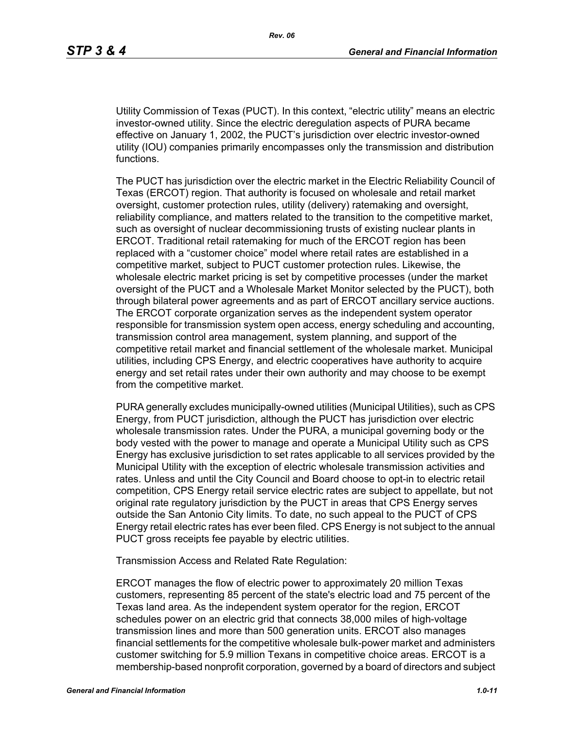Utility Commission of Texas (PUCT). In this context, “electric utility” means an electric investor-owned utility. Since the electric deregulation aspects of PURA became effective on January 1, 2002, the PUCT’s jurisdiction over electric investor-owned utility (IOU) companies primarily encompasses only the transmission and distribution functions.

The PUCT has jurisdiction over the electric market in the Electric Reliability Council of Texas (ERCOT) region. That authority is focused on wholesale and retail market oversight, customer protection rules, utility (delivery) ratemaking and oversight, reliability compliance, and matters related to the transition to the competitive market, such as oversight of nuclear decommissioning trusts of existing nuclear plants in ERCOT. Traditional retail ratemaking for much of the ERCOT region has been replaced with a “customer choice” model where retail rates are established in a competitive market, subject to PUCT customer protection rules. Likewise, the wholesale electric market pricing is set by competitive processes (under the market oversight of the PUCT and a Wholesale Market Monitor selected by the PUCT), both through bilateral power agreements and as part of ERCOT ancillary service auctions. The ERCOT corporate organization serves as the independent system operator responsible for transmission system open access, energy scheduling and accounting, transmission control area management, system planning, and support of the competitive retail market and financial settlement of the wholesale market. Municipal utilities, including CPS Energy, and electric cooperatives have authority to acquire energy and set retail rates under their own authority and may choose to be exempt from the competitive market.

PURA generally excludes municipally-owned utilities (Municipal Utilities), such as CPS Energy, from PUCT jurisdiction, although the PUCT has jurisdiction over electric wholesale transmission rates. Under the PURA, a municipal governing body or the body vested with the power to manage and operate a Municipal Utility such as CPS Energy has exclusive jurisdiction to set rates applicable to all services provided by the Municipal Utility with the exception of electric wholesale transmission activities and rates. Unless and until the City Council and Board choose to opt-in to electric retail competition, CPS Energy retail service electric rates are subject to appellate, but not original rate regulatory jurisdiction by the PUCT in areas that CPS Energy serves outside the San Antonio City limits. To date, no such appeal to the PUCT of CPS Energy retail electric rates has ever been filed. CPS Energy is not subject to the annual PUCT gross receipts fee payable by electric utilities.

Transmission Access and Related Rate Regulation:

ERCOT manages the flow of electric power to approximately 20 million Texas customers, representing 85 percent of the state's electric load and 75 percent of the Texas land area. As the independent system operator for the region, ERCOT schedules power on an electric grid that connects 38,000 miles of high-voltage transmission lines and more than 500 generation units. ERCOT also manages financial settlements for the competitive wholesale bulk-power market and administers customer switching for 5.9 million Texans in competitive choice areas. ERCOT is a membership-based nonprofit corporation, governed by a board of directors and subject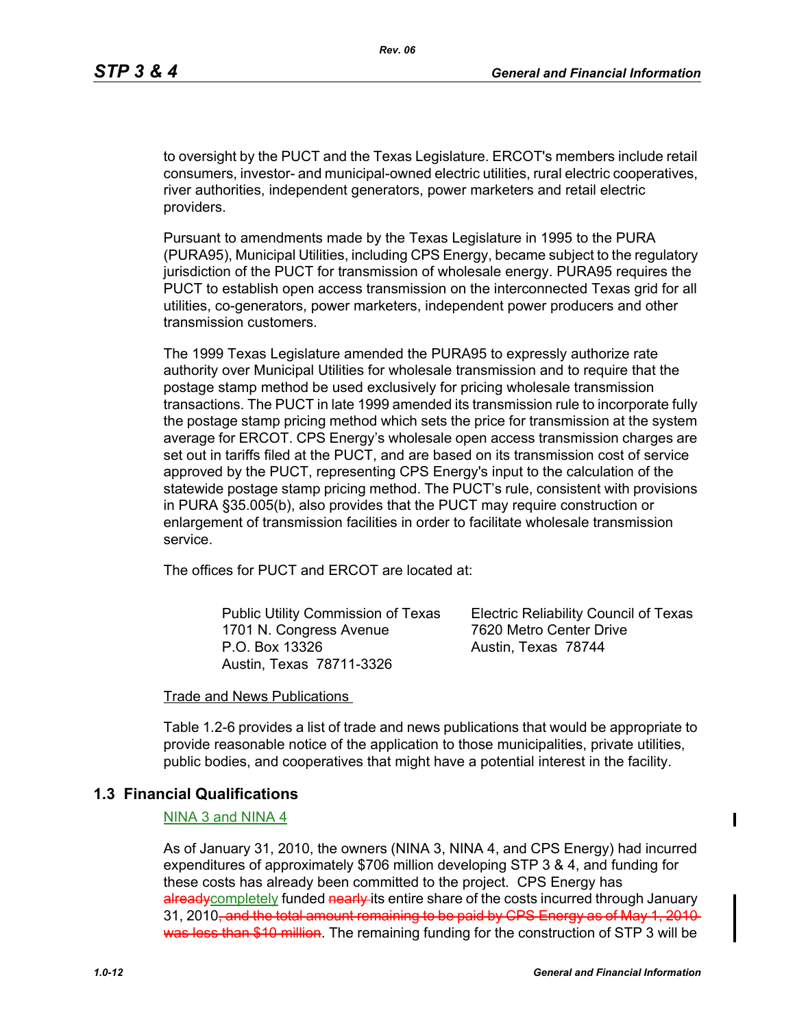to oversight by the PUCT and the Texas Legislature. ERCOT's members include retail consumers, investor- and municipal-owned electric utilities, rural electric cooperatives, river authorities, independent generators, power marketers and retail electric providers.

Pursuant to amendments made by the Texas Legislature in 1995 to the PURA (PURA95), Municipal Utilities, including CPS Energy, became subject to the regulatory jurisdiction of the PUCT for transmission of wholesale energy. PURA95 requires the PUCT to establish open access transmission on the interconnected Texas grid for all utilities, co-generators, power marketers, independent power producers and other transmission customers.

The 1999 Texas Legislature amended the PURA95 to expressly authorize rate authority over Municipal Utilities for wholesale transmission and to require that the postage stamp method be used exclusively for pricing wholesale transmission transactions. The PUCT in late 1999 amended its transmission rule to incorporate fully the postage stamp pricing method which sets the price for transmission at the system average for ERCOT. CPS Energy's wholesale open access transmission charges are set out in tariffs filed at the PUCT, and are based on its transmission cost of service approved by the PUCT, representing CPS Energy's input to the calculation of the statewide postage stamp pricing method. The PUCT's rule, consistent with provisions in PURA §35.005(b), also provides that the PUCT may require construction or enlargement of transmission facilities in order to facilitate wholesale transmission service.

The offices for PUCT and ERCOT are located at:

Public Utility Commission of Texas
1701 N. Congress Avenue
P.O. Box 13326
Austin, Texas 78711-3326

Electric Reliability Council of Texas
7620 Metro Center Drive
Austin, Texas 78744

Trade and News Publications

Table 1.2-6 provides a list of trade and news publications that would be appropriate to provide reasonable notice of the application to those municipalities, private utilities, public bodies, and cooperatives that might have a potential interest in the facility.

## 1.3 Financial Qualifications

NINA 3 and NINA 4

As of January 31, 2010, the owners (NINA 3, NINA 4, and CPS Energy) had incurred expenditures of approximately $706 million developing STP 3 & 4, and funding for these costs has already been committed to the project. CPS Energy has ~~already~~completely funded ~~nearly~~ its entire share of the costs incurred through January 31, 2010~~, and the total amount remaining to be paid by CPS Energy as of May 1, 2010 was less than $10 million~~. The remaining funding for the construction of STP 3 will be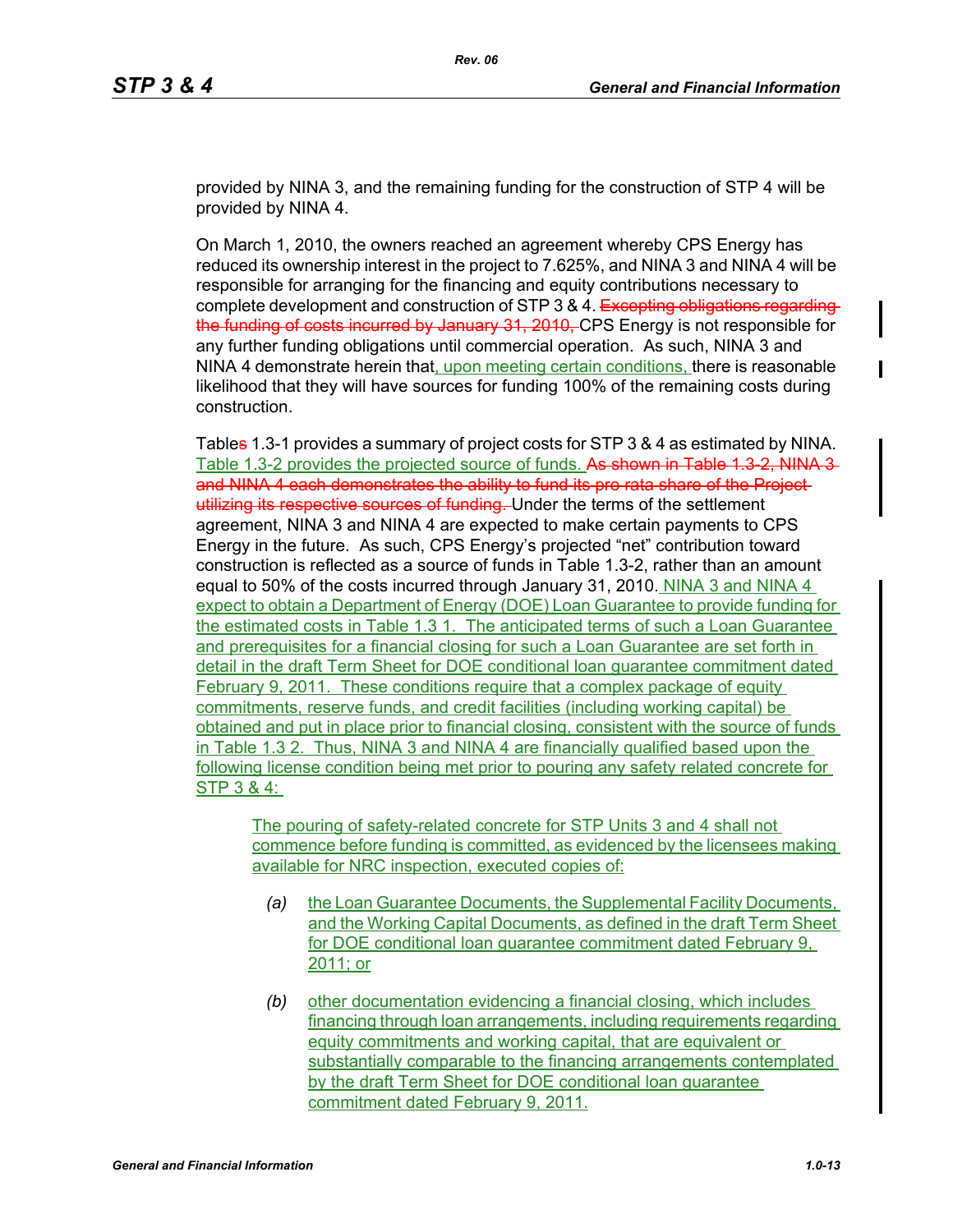provided by NINA 3, and the remaining funding for the construction of STP 4 will be provided by NINA 4.

On March 1, 2010, the owners reached an agreement whereby CPS Energy has reduced its ownership interest in the project to 7.625%, and NINA 3 and NINA 4 will be responsible for arranging for the financing and equity contributions necessary to complete development and construction of STP 3 & 4. ~~Excepting obligations regarding the funding of costs incurred by January 31, 2010,~~ CPS Energy is not responsible for any further funding obligations until commercial operation. As such, NINA 3 and NINA 4 demonstrate herein that, upon meeting certain conditions, there is reasonable likelihood that they will have sources for funding 100% of the remaining costs during construction.

Table~~s~~ 1.3-1 provides a summary of project costs for STP 3 & 4 as estimated by NINA. Table 1.3-2 provides the projected source of funds. ~~As shown in Table 1.3-2, NINA 3 and NINA 4 each demonstrates the ability to fund its pro rata share of the Project utilizing its respective sources of funding.~~ Under the terms of the settlement agreement, NINA 3 and NINA 4 are expected to make certain payments to CPS Energy in the future. As such, CPS Energy's projected "net" contribution toward construction is reflected as a source of funds in Table 1.3-2, rather than an amount equal to 50% of the costs incurred through January 31, 2010. NINA 3 and NINA 4 expect to obtain a Department of Energy (DOE) Loan Guarantee to provide funding for the estimated costs in Table 1.3-1. The anticipated terms of such a Loan Guarantee and prerequisites for a financial closing for such a Loan Guarantee are set forth in detail in the draft Term Sheet for DOE conditional loan guarantee commitment dated February 9, 2011. These conditions require that a complex package of equity commitments, reserve funds, and credit facilities (including working capital) be obtained and put in place prior to financial closing, consistent with the source of funds in Table 1.3-2. Thus, NINA 3 and NINA 4 are financially qualified based upon the following license condition being met prior to pouring any safety related concrete for STP 3 & 4:

> The pouring of safety-related concrete for STP Units 3 and 4 shall not commence before funding is committed, as evidenced by the licensees making available for NRC inspection, executed copies of:
>
> *(a)* the Loan Guarantee Documents, the Supplemental Facility Documents, and the Working Capital Documents, as defined in the draft Term Sheet for DOE conditional loan guarantee commitment dated February 9, 2011; or
>
> *(b)* other documentation evidencing a financial closing, which includes financing through loan arrangements, including requirements regarding equity commitments and working capital, that are equivalent or substantially comparable to the financing arrangements contemplated by the draft Term Sheet for DOE conditional loan guarantee commitment dated February 9, 2011.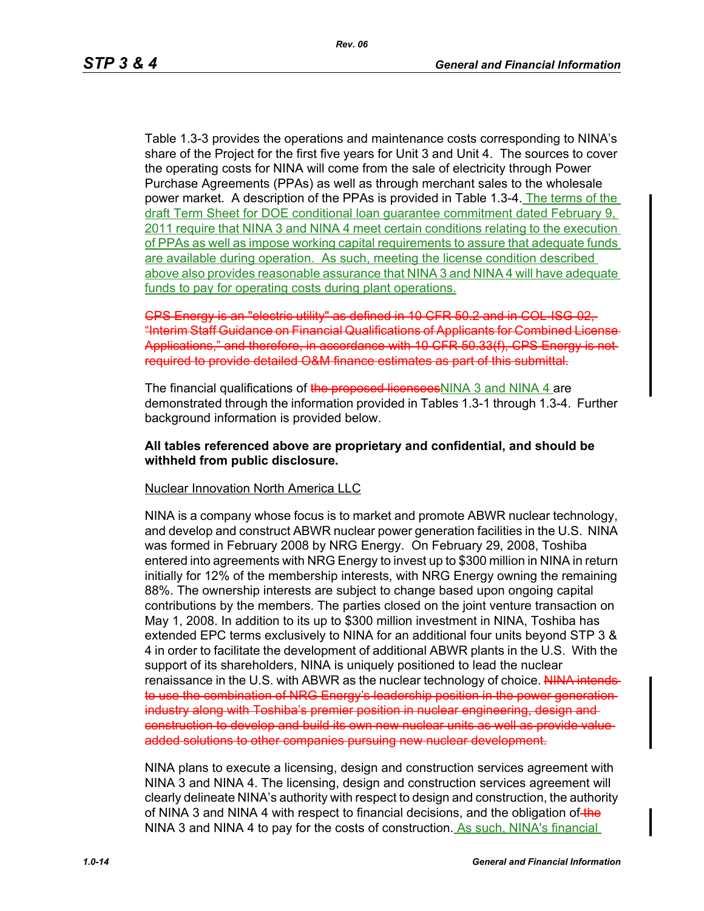Table 1.3-3 provides the operations and maintenance costs corresponding to NINA's share of the Project for the first five years for Unit 3 and Unit 4. The sources to cover the operating costs for NINA will come from the sale of electricity through Power Purchase Agreements (PPAs) as well as through merchant sales to the wholesale power market. A description of the PPAs is provided in Table 1.3-4. The terms of the draft Term Sheet for DOE conditional loan guarantee commitment dated February 9, 2011 require that NINA 3 and NINA 4 meet certain conditions relating to the execution of PPAs as well as impose working capital requirements to assure that adequate funds are available during operation. As such, meeting the license condition described above also provides reasonable assurance that NINA 3 and NINA 4 will have adequate funds to pay for operating costs during plant operations.

~~CPS Energy is an "electric utility" as defined in 10 CFR 50.2 and in COL-ISG-02, "Interim Staff Guidance on Financial Qualifications of Applicants for Combined License Applications," and therefore, in accordance with 10 CFR 50.33(f), CPS Energy is not required to provide detailed O&M finance estimates as part of this submittal.~~

The financial qualifications of ~~the proposed licensees~~NINA 3 and NINA 4 are demonstrated through the information provided in Tables 1.3-1 through 1.3-4. Further background information is provided below.

**All tables referenced above are proprietary and confidential, and should be withheld from public disclosure.**

Nuclear Innovation North America LLC

NINA is a company whose focus is to market and promote ABWR nuclear technology, and develop and construct ABWR nuclear power generation facilities in the U.S. NINA was formed in February 2008 by NRG Energy. On February 29, 2008, Toshiba entered into agreements with NRG Energy to invest up to $300 million in NINA in return initially for 12% of the membership interests, with NRG Energy owning the remaining 88%. The ownership interests are subject to change based upon ongoing capital contributions by the members. The parties closed on the joint venture transaction on May 1, 2008. In addition to its up to $300 million investment in NINA, Toshiba has extended EPC terms exclusively to NINA for an additional four units beyond STP 3 & 4 in order to facilitate the development of additional ABWR plants in the U.S. With the support of its shareholders, NINA is uniquely positioned to lead the nuclear renaissance in the U.S. with ABWR as the nuclear technology of choice. ~~NINA intends to use the combination of NRG Energy's leadership position in the power generation industry along with Toshiba's premier position in nuclear engineering, design and construction to develop and build its own new nuclear units as well as provide value-added solutions to other companies pursuing new nuclear development.~~

NINA plans to execute a licensing, design and construction services agreement with NINA 3 and NINA 4. The licensing, design and construction services agreement will clearly delineate NINA's authority with respect to design and construction, the authority of NINA 3 and NINA 4 with respect to financial decisions, and the obligation of ~~the~~ NINA 3 and NINA 4 to pay for the costs of construction. As such, NINA's financial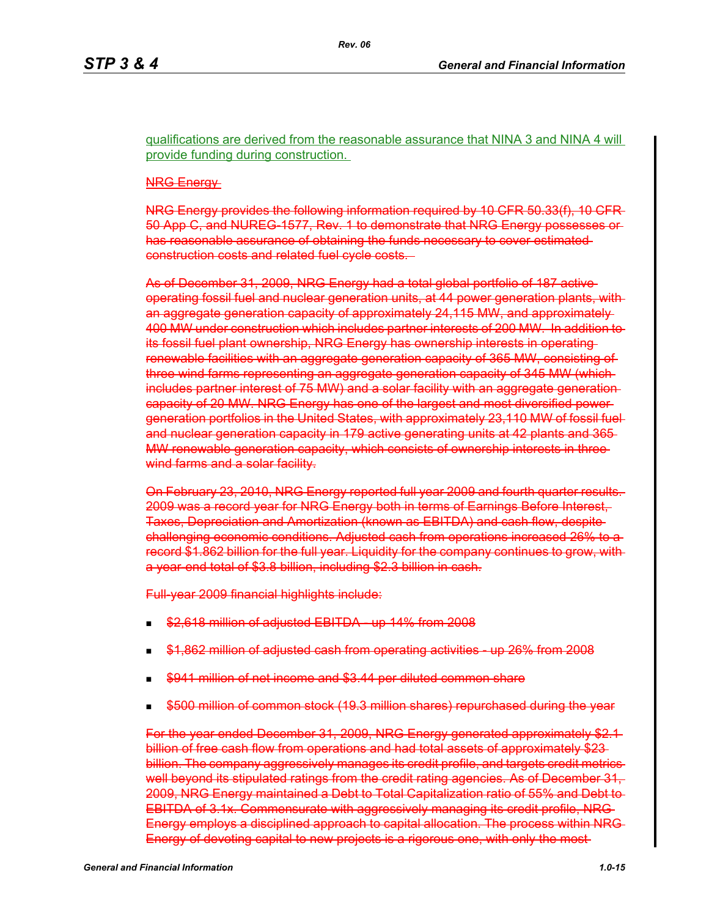qualifications are derived from the reasonable assurance that NINA 3 and NINA 4 will provide funding during construction.

~~NRG Energy~~

~~NRG Energy provides the following information required by 10 CFR 50.33(f), 10 CFR 50 App C, and NUREG-1577, Rev. 1 to demonstrate that NRG Energy possesses or has reasonable assurance of obtaining the funds necessary to cover estimated construction costs and related fuel cycle costs.~~

~~As of December 31, 2009, NRG Energy had a total global portfolio of 187 active operating fossil fuel and nuclear generation units, at 44 power generation plants, with an aggregate generation capacity of approximately 24,115 MW, and approximately 400 MW under construction which includes partner interests of 200 MW. In addition to its fossil fuel plant ownership, NRG Energy has ownership interests in operating renewable facilities with an aggregate generation capacity of 365 MW, consisting of three wind farms representing an aggregate generation capacity of 345 MW (which includes partner interest of 75 MW) and a solar facility with an aggregate generation capacity of 20 MW. NRG Energy has one of the largest and most diversified power generation portfolios in the United States, with approximately 23,110 MW of fossil fuel and nuclear generation capacity in 179 active generating units at 42 plants and 365 MW renewable generation capacity, which consists of ownership interests in three wind farms and a solar facility.~~

~~On February 23, 2010, NRG Energy reported full year 2009 and fourth quarter results. 2009 was a record year for NRG Energy both in terms of Earnings Before Interest, Taxes, Depreciation and Amortization (known as EBITDA) and cash flow, despite challenging economic conditions. Adjusted cash from operations increased 26% to a record $1.862 billion for the full year. Liquidity for the company continues to grow, with a year-end total of $3.8 billion, including $2.3 billion in cash.~~

~~Full-year 2009 financial highlights include:~~

- ~~$2,618 million of adjusted EBITDA - up 14% from 2008~~
- ~~$1,862 million of adjusted cash from operating activities - up 26% from 2008~~
- ~~$941 million of net income and $3.44 per diluted common share~~
- ~~$500 million of common stock (19.3 million shares) repurchased during the year~~

~~For the year ended December 31, 2009, NRG Energy generated approximately $2.1 billion of free cash flow from operations and had total assets of approximately $23 billion. The company aggressively manages its credit profile, and targets credit metrics well beyond its stipulated ratings from the credit rating agencies. As of December 31, 2009, NRG Energy maintained a Debt to Total Capitalization ratio of 55% and Debt to EBITDA of 3.1x. Commensurate with aggressively managing its credit profile, NRG Energy employs a disciplined approach to capital allocation. The process within NRG Energy of devoting capital to new projects is a rigorous one, with only the most~~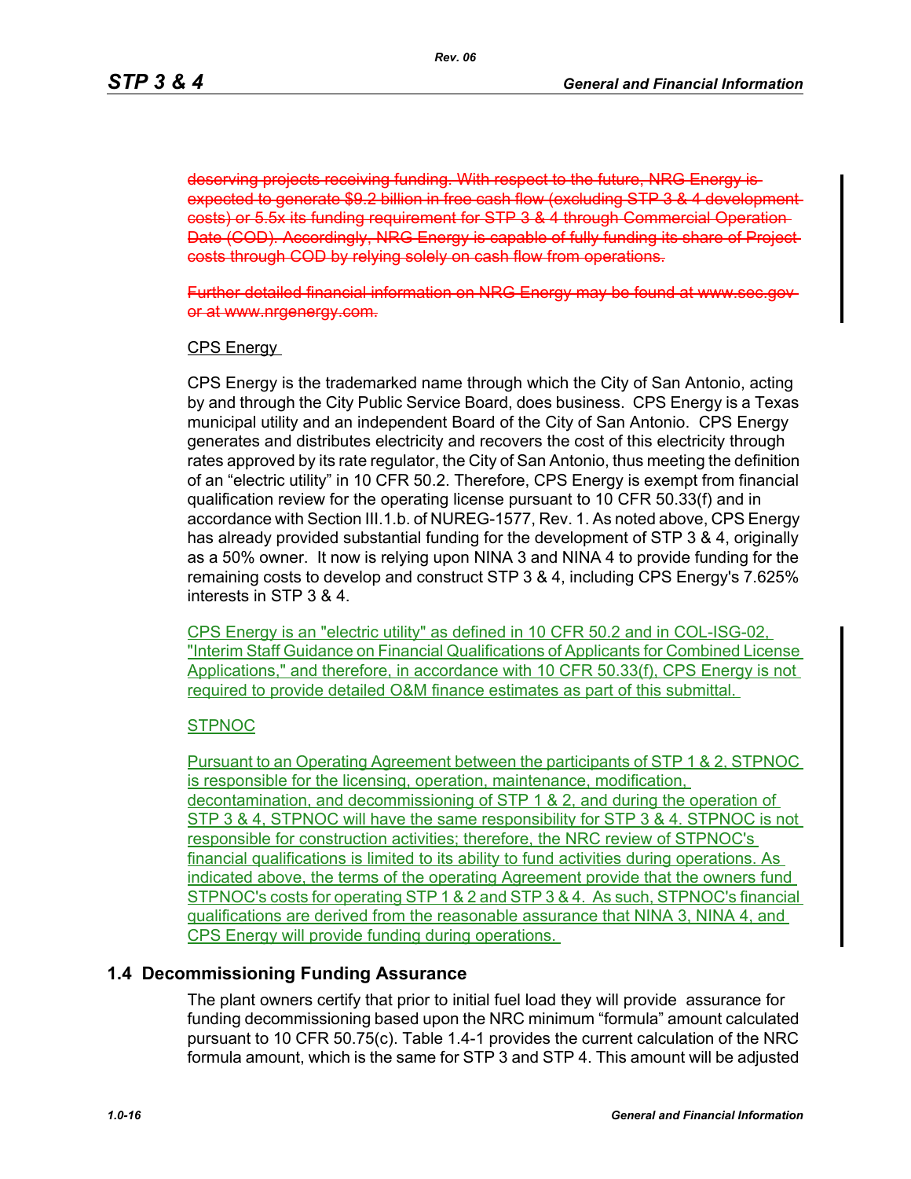~~deserving projects receiving funding. With respect to the future, NRG Energy is expected to generate $9.2 billion in free cash flow (excluding STP 3 & 4 development costs) or 5.5x its funding requirement for STP 3 & 4 through Commercial Operation Date (COD). Accordingly, NRG Energy is capable of fully funding its share of Project costs through COD by relying solely on cash flow from operations.~~

~~Further detailed financial information on NRG Energy may be found at www.sec.gov or at www.nrgenergy.com.~~

<u>CPS Energy</u>

CPS Energy is the trademarked name through which the City of San Antonio, acting by and through the City Public Service Board, does business. CPS Energy is a Texas municipal utility and an independent Board of the City of San Antonio. CPS Energy generates and distributes electricity and recovers the cost of this electricity through rates approved by its rate regulator, the City of San Antonio, thus meeting the definition of an "electric utility" in 10 CFR 50.2. Therefore, CPS Energy is exempt from financial qualification review for the operating license pursuant to 10 CFR 50.33(f) and in accordance with Section III.1.b. of NUREG-1577, Rev. 1. As noted above, CPS Energy has already provided substantial funding for the development of STP 3 & 4, originally as a 50% owner. It now is relying upon NINA 3 and NINA 4 to provide funding for the remaining costs to develop and construct STP 3 & 4, including CPS Energy's 7.625% interests in STP 3 & 4.

<u>CPS Energy is an "electric utility" as defined in 10 CFR 50.2 and in COL-ISG-02, "Interim Staff Guidance on Financial Qualifications of Applicants for Combined License Applications," and therefore, in accordance with 10 CFR 50.33(f), CPS Energy is not required to provide detailed O&M finance estimates as part of this submittal.</u>

<u>STPNOC</u>

<u>Pursuant to an Operating Agreement between the participants of STP 1 & 2, STPNOC is responsible for the licensing, operation, maintenance, modification, decontamination, and decommissioning of STP 1 & 2, and during the operation of STP 3 & 4, STPNOC will have the same responsibility for STP 3 & 4. STPNOC is not responsible for construction activities; therefore, the NRC review of STPNOC's financial qualifications is limited to its ability to fund activities during operations. As indicated above, the terms of the operating Agreement provide that the owners fund STPNOC's costs for operating STP 1 & 2 and STP 3 & 4. As such, STPNOC's financial qualifications are derived from the reasonable assurance that NINA 3, NINA 4, and CPS Energy will provide funding during operations.</u>

## 1.4 Decommissioning Funding Assurance

The plant owners certify that prior to initial fuel load they will provide assurance for funding decommissioning based upon the NRC minimum "formula" amount calculated pursuant to 10 CFR 50.75(c). Table 1.4-1 provides the current calculation of the NRC formula amount, which is the same for STP 3 and STP 4. This amount will be adjusted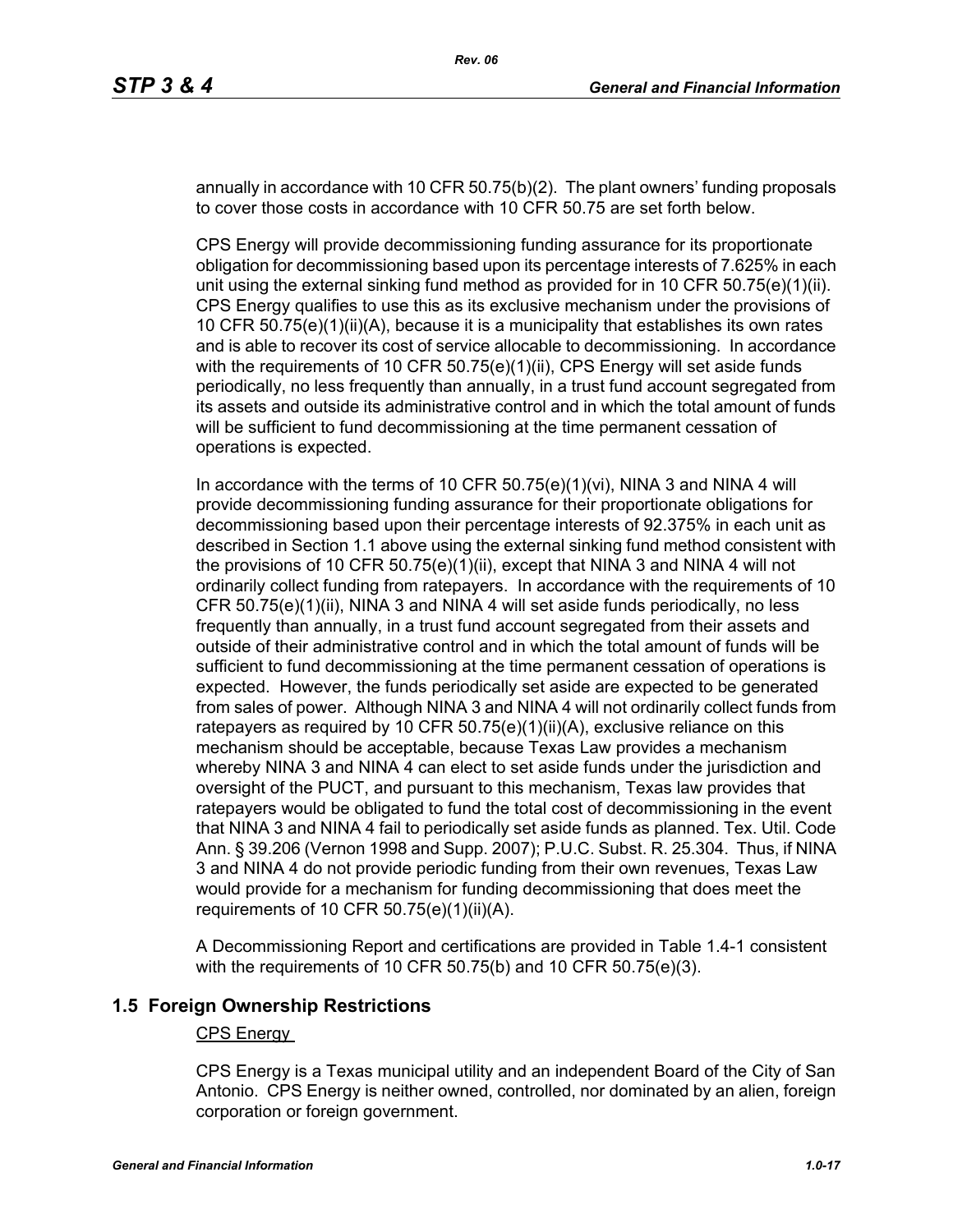annually in accordance with 10 CFR 50.75(b)(2). The plant owners' funding proposals to cover those costs in accordance with 10 CFR 50.75 are set forth below.

CPS Energy will provide decommissioning funding assurance for its proportionate obligation for decommissioning based upon its percentage interests of 7.625% in each unit using the external sinking fund method as provided for in 10 CFR 50.75(e)(1)(ii). CPS Energy qualifies to use this as its exclusive mechanism under the provisions of 10 CFR 50.75(e)(1)(ii)(A), because it is a municipality that establishes its own rates and is able to recover its cost of service allocable to decommissioning. In accordance with the requirements of 10 CFR 50.75(e)(1)(ii), CPS Energy will set aside funds periodically, no less frequently than annually, in a trust fund account segregated from its assets and outside its administrative control and in which the total amount of funds will be sufficient to fund decommissioning at the time permanent cessation of operations is expected.

In accordance with the terms of 10 CFR 50.75(e)(1)(vi), NINA 3 and NINA 4 will provide decommissioning funding assurance for their proportionate obligations for decommissioning based upon their percentage interests of 92.375% in each unit as described in Section 1.1 above using the external sinking fund method consistent with the provisions of 10 CFR 50.75(e)(1)(ii), except that NINA 3 and NINA 4 will not ordinarily collect funding from ratepayers. In accordance with the requirements of 10 CFR 50.75(e)(1)(ii), NINA 3 and NINA 4 will set aside funds periodically, no less frequently than annually, in a trust fund account segregated from their assets and outside of their administrative control and in which the total amount of funds will be sufficient to fund decommissioning at the time permanent cessation of operations is expected. However, the funds periodically set aside are expected to be generated from sales of power. Although NINA 3 and NINA 4 will not ordinarily collect funds from ratepayers as required by 10 CFR 50.75(e)(1)(ii)(A), exclusive reliance on this mechanism should be acceptable, because Texas Law provides a mechanism whereby NINA 3 and NINA 4 can elect to set aside funds under the jurisdiction and oversight of the PUCT, and pursuant to this mechanism, Texas law provides that ratepayers would be obligated to fund the total cost of decommissioning in the event that NINA 3 and NINA 4 fail to periodically set aside funds as planned. Tex. Util. Code Ann. § 39.206 (Vernon 1998 and Supp. 2007); P.U.C. Subst. R. 25.304. Thus, if NINA 3 and NINA 4 do not provide periodic funding from their own revenues, Texas Law would provide for a mechanism for funding decommissioning that does meet the requirements of 10 CFR 50.75(e)(1)(ii)(A).

A Decommissioning Report and certifications are provided in Table 1.4-1 consistent with the requirements of 10 CFR 50.75(b) and 10 CFR 50.75(e)(3).

## 1.5 Foreign Ownership Restrictions

CPS Energy

CPS Energy is a Texas municipal utility and an independent Board of the City of San Antonio. CPS Energy is neither owned, controlled, nor dominated by an alien, foreign corporation or foreign government.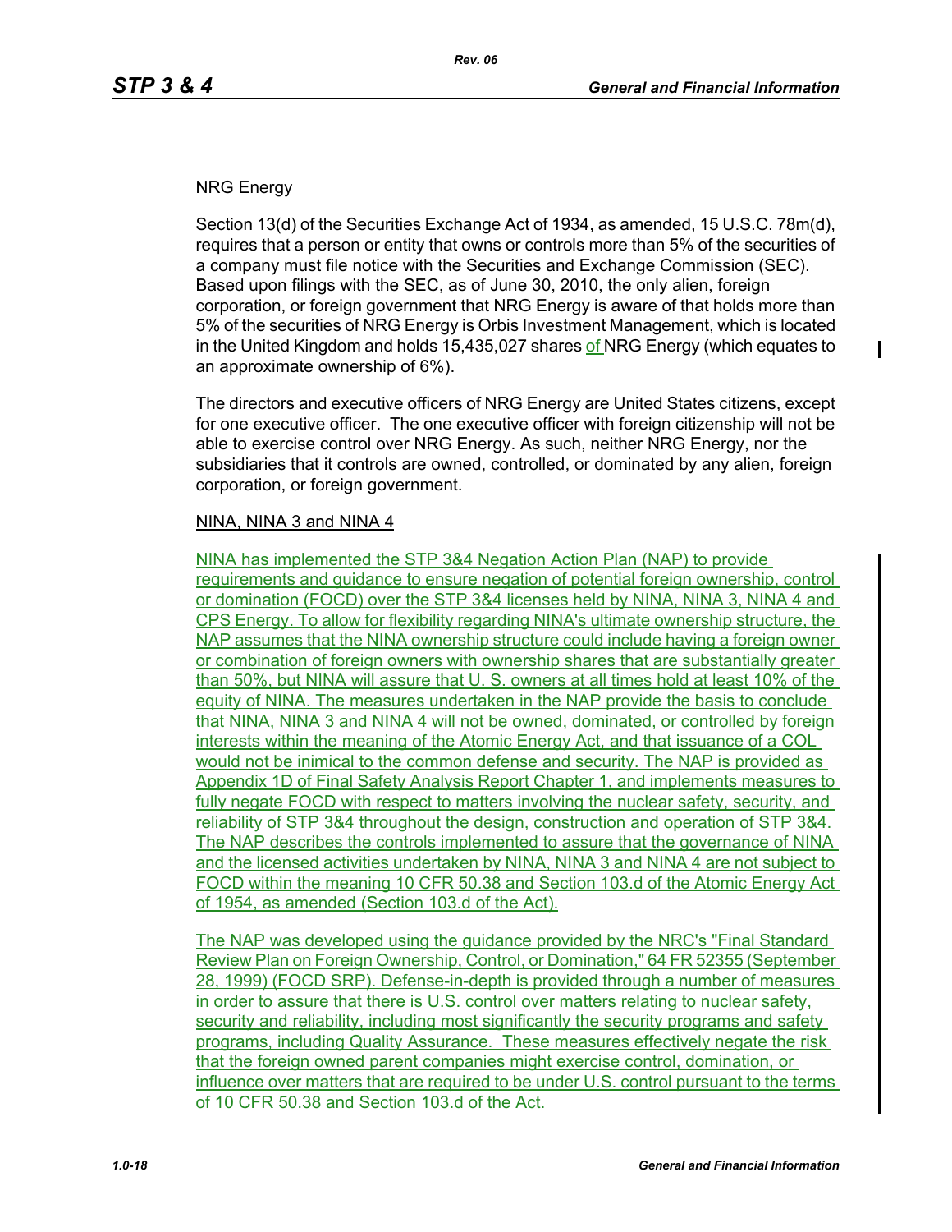NRG Energy

Section 13(d) of the Securities Exchange Act of 1934, as amended, 15 U.S.C. 78m(d), requires that a person or entity that owns or controls more than 5% of the securities of a company must file notice with the Securities and Exchange Commission (SEC). Based upon filings with the SEC, as of June 30, 2010, the only alien, foreign corporation, or foreign government that NRG Energy is aware of that holds more than 5% of the securities of NRG Energy is Orbis Investment Management, which is located in the United Kingdom and holds 15,435,027 shares of NRG Energy (which equates to an approximate ownership of 6%).

The directors and executive officers of NRG Energy are United States citizens, except for one executive officer. The one executive officer with foreign citizenship will not be able to exercise control over NRG Energy. As such, neither NRG Energy, nor the subsidiaries that it controls are owned, controlled, or dominated by any alien, foreign corporation, or foreign government.

NINA, NINA 3 and NINA 4

NINA has implemented the STP 3&4 Negation Action Plan (NAP) to provide requirements and guidance to ensure negation of potential foreign ownership, control or domination (FOCD) over the STP 3&4 licenses held by NINA, NINA 3, NINA 4 and CPS Energy. To allow for flexibility regarding NINA's ultimate ownership structure, the NAP assumes that the NINA ownership structure could include having a foreign owner or combination of foreign owners with ownership shares that are substantially greater than 50%, but NINA will assure that U. S. owners at all times hold at least 10% of the equity of NINA. The measures undertaken in the NAP provide the basis to conclude that NINA, NINA 3 and NINA 4 will not be owned, dominated, or controlled by foreign interests within the meaning of the Atomic Energy Act, and that issuance of a COL would not be inimical to the common defense and security. The NAP is provided as Appendix 1D of Final Safety Analysis Report Chapter 1, and implements measures to fully negate FOCD with respect to matters involving the nuclear safety, security, and reliability of STP 3&4 throughout the design, construction and operation of STP 3&4. The NAP describes the controls implemented to assure that the governance of NINA and the licensed activities undertaken by NINA, NINA 3 and NINA 4 are not subject to FOCD within the meaning 10 CFR 50.38 and Section 103.d of the Atomic Energy Act of 1954, as amended (Section 103.d of the Act).

The NAP was developed using the guidance provided by the NRC's "Final Standard Review Plan on Foreign Ownership, Control, or Domination," 64 FR 52355 (September 28, 1999) (FOCD SRP). Defense-in-depth is provided through a number of measures in order to assure that there is U.S. control over matters relating to nuclear safety, security and reliability, including most significantly the security programs and safety programs, including Quality Assurance. These measures effectively negate the risk that the foreign owned parent companies might exercise control, domination, or influence over matters that are required to be under U.S. control pursuant to the terms of 10 CFR 50.38 and Section 103.d of the Act.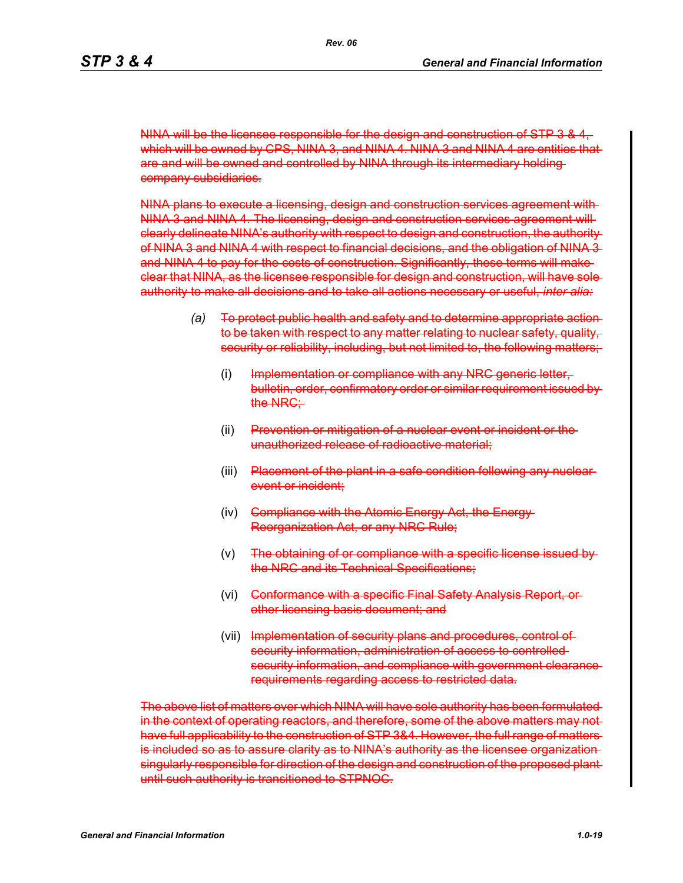~~NINA will be the licensee responsible for the design and construction of STP 3 & 4, which will be owned by CPS, NINA 3, and NINA 4. NINA 3 and NINA 4 are entities that are and will be owned and controlled by NINA through its intermediary holding company subsidiaries.~~

~~NINA plans to execute a licensing, design and construction services agreement with NINA 3 and NINA 4. The licensing, design and construction services agreement will clearly delineate NINA's authority with respect to design and construction, the authority of NINA 3 and NINA 4 with respect to financial decisions, and the obligation of NINA 3 and NINA 4 to pay for the costs of construction. Significantly, these terms will make clear that NINA, as the licensee responsible for design and construction, will have sole authority to make all decisions and to take all actions necessary or useful, *inter alia:*~~

*(a)* ~~To protect public health and safety and to determine appropriate action to be taken with respect to any matter relating to nuclear safety, quality, security or reliability, including, but not limited to, the following matters;~~

(i) ~~Implementation or compliance with any NRC generic letter, bulletin, order, confirmatory order or similar requirement issued by the NRC;~~

(ii) ~~Prevention or mitigation of a nuclear event or incident or the unauthorized release of radioactive material;~~

(iii) ~~Placement of the plant in a safe condition following any nuclear event or incident;~~

(iv) ~~Compliance with the Atomic Energy Act, the Energy Reorganization Act, or any NRC Rule;~~

(v) ~~The obtaining of or compliance with a specific license issued by the NRC and its Technical Specifications;~~

(vi) ~~Conformance with a specific Final Safety Analysis Report, or other licensing basis document; and~~

(vii) ~~Implementation of security plans and procedures, control of security information, administration of access to controlled security information, and compliance with government clearance requirements regarding access to restricted data.~~

~~The above list of matters over which NINA will have sole authority has been formulated in the context of operating reactors, and therefore, some of the above matters may not have full applicability to the construction of STP 3&4. However, the full range of matters is included so as to assure clarity as to NINA's authority as the licensee organization singularly responsible for direction of the design and construction of the proposed plant until such authority is transitioned to STPNOC.~~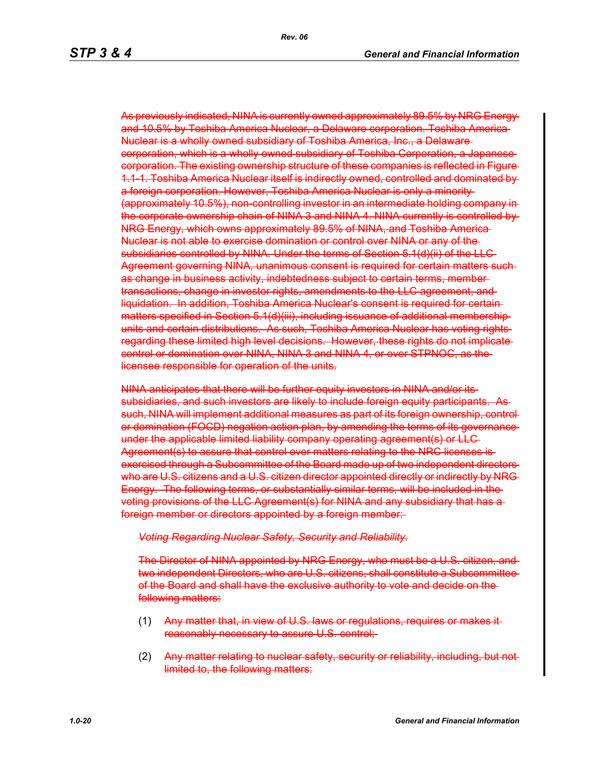~~As previously indicated, NINA is currently owned approximately 89.5% by NRG Energy and 10.5% by Toshiba America Nuclear, a Delaware corporation. Toshiba America Nuclear is a wholly owned subsidiary of Toshiba America, Inc., a Delaware corporation, which is a wholly owned subsidiary of Toshiba Corporation, a Japanese corporation. The existing ownership structure of these companies is reflected in Figure 1.1-1. Toshiba America Nuclear itself is indirectly owned, controlled and dominated by a foreign corporation. However, Toshiba America Nuclear is only a minority (approximately 10.5%), non-controlling investor in an intermediate holding company in the corporate ownership chain of NINA 3 and NINA 4. NINA currently is controlled by NRG Energy, which owns approximately 89.5% of NINA, and Toshiba America Nuclear is not able to exercise domination or control over NINA or any of the subsidiaries controlled by NINA. Under the terms of Section 5.1(d)(ii) of the LLC Agreement governing NINA, unanimous consent is required for certain matters such as change in business activity, indebtedness subject to certain terms, member transactions, change in investor rights, amendments to the LLC agreement, and liquidation. In addition, Toshiba America Nuclear's consent is required for certain matters specified in Section 5.1(d)(iii), including issuance of additional membership units and certain distributions. As such, Toshiba America Nuclear has voting rights regarding these limited high level decisions. However, these rights do not implicate control or domination over NINA, NINA 3 and NINA 4, or over STPNOC, as the licensee responsible for operation of the units.~~

~~NINA anticipates that there will be further equity investors in NINA and/or its subsidiaries, and such investors are likely to include foreign equity participants. As such, NINA will implement additional measures as part of its foreign ownership, control or domination (FOCD) negation action plan, by amending the terms of its governance under the applicable limited liability company operating agreement(s) or LLC Agreement(s) to assure that control over matters relating to the NRC licenses is exercised through a Subcommittee of the Board made up of two independent directors who are U.S. citizens and a U.S. citizen director appointed directly or indirectly by NRG Energy. The following terms, or substantially similar terms, will be included in the voting provisions of the LLC Agreement(s) for NINA and any subsidiary that has a foreign member or directors appointed by a foreign member:~~

> ~~*Voting Regarding Nuclear Safety, Security and Reliability.*~~
>
> ~~The Director of NINA appointed by NRG Energy, who must be a U.S. citizen, and two independent Directors, who are U.S. citizens, shall constitute a Subcommittee of the Board and shall have the exclusive authority to vote and decide on the following matters:~~
>
> (1) ~~Any matter that, in view of U.S. laws or regulations, requires or makes it reasonably necessary to assure U.S. control;~~
>
> (2) ~~Any matter relating to nuclear safety, security or reliability, including, but not limited to, the following matters:~~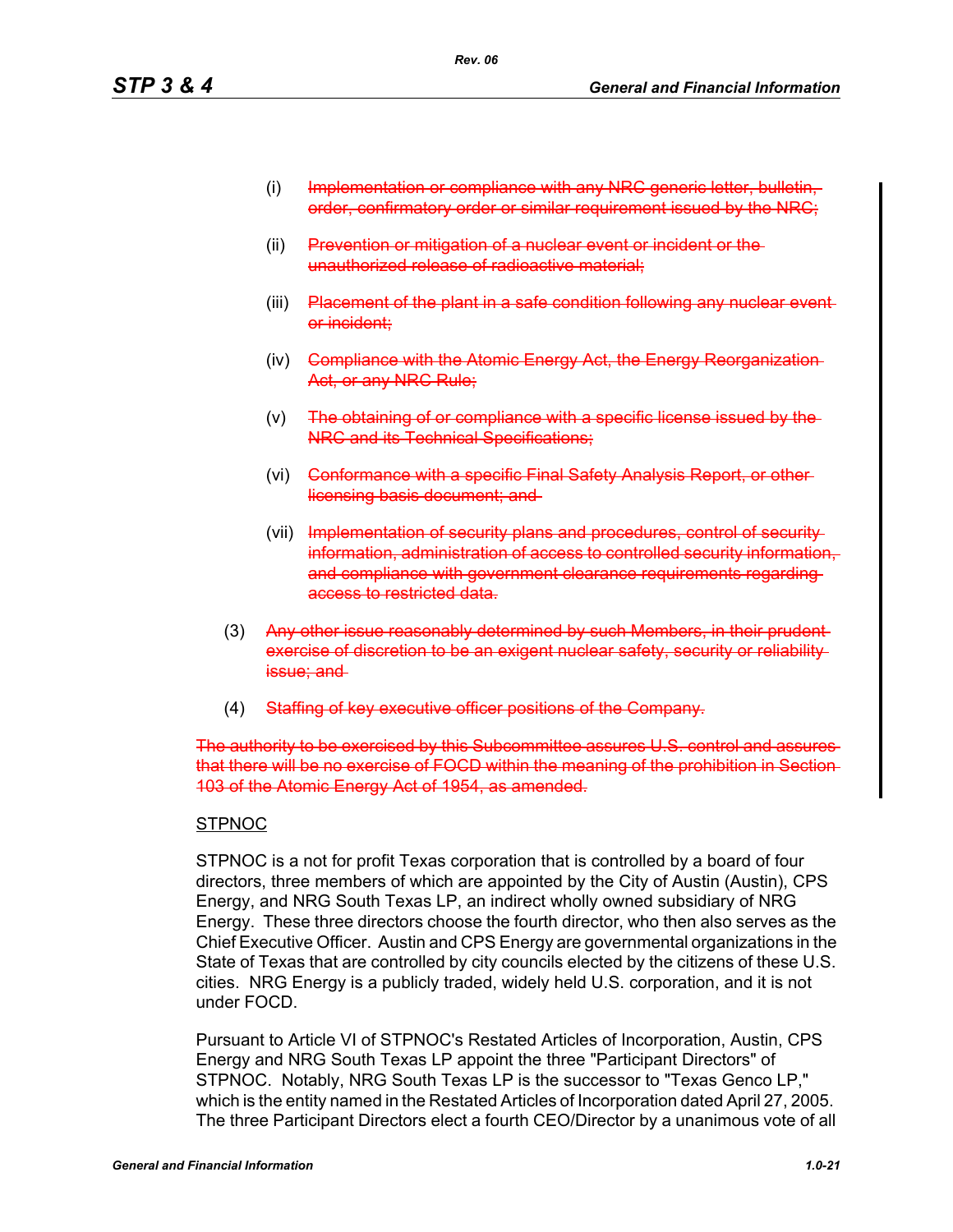(i) ~~Implementation or compliance with any NRC generic letter, bulletin, order, confirmatory order or similar requirement issued by the NRC;~~

(ii) ~~Prevention or mitigation of a nuclear event or incident or the unauthorized release of radioactive material;~~

(iii) ~~Placement of the plant in a safe condition following any nuclear event or incident;~~

(iv) ~~Compliance with the Atomic Energy Act, the Energy Reorganization Act, or any NRC Rule;~~

(v) ~~The obtaining of or compliance with a specific license issued by the NRC and its Technical Specifications;~~

(vi) ~~Conformance with a specific Final Safety Analysis Report, or other licensing basis document; and~~

(vii) ~~Implementation of security plans and procedures, control of security information, administration of access to controlled security information, and compliance with government clearance requirements regarding access to restricted data.~~

(3) ~~Any other issue reasonably determined by such Members, in their prudent exercise of discretion to be an exigent nuclear safety, security or reliability issue; and~~

(4) ~~Staffing of key executive officer positions of the Company.~~

~~The authority to be exercised by this Subcommittee assures U.S. control and assures that there will be no exercise of FOCD within the meaning of the prohibition in Section 103 of the Atomic Energy Act of 1954, as amended.~~

STPNOC

STPNOC is a not for profit Texas corporation that is controlled by a board of four directors, three members of which are appointed by the City of Austin (Austin), CPS Energy, and NRG South Texas LP, an indirect wholly owned subsidiary of NRG Energy. These three directors choose the fourth director, who then also serves as the Chief Executive Officer. Austin and CPS Energy are governmental organizations in the State of Texas that are controlled by city councils elected by the citizens of these U.S. cities. NRG Energy is a publicly traded, widely held U.S. corporation, and it is not under FOCD.

Pursuant to Article VI of STPNOC's Restated Articles of Incorporation, Austin, CPS Energy and NRG South Texas LP appoint the three "Participant Directors" of STPNOC. Notably, NRG South Texas LP is the successor to "Texas Genco LP," which is the entity named in the Restated Articles of Incorporation dated April 27, 2005. The three Participant Directors elect a fourth CEO/Director by a unanimous vote of all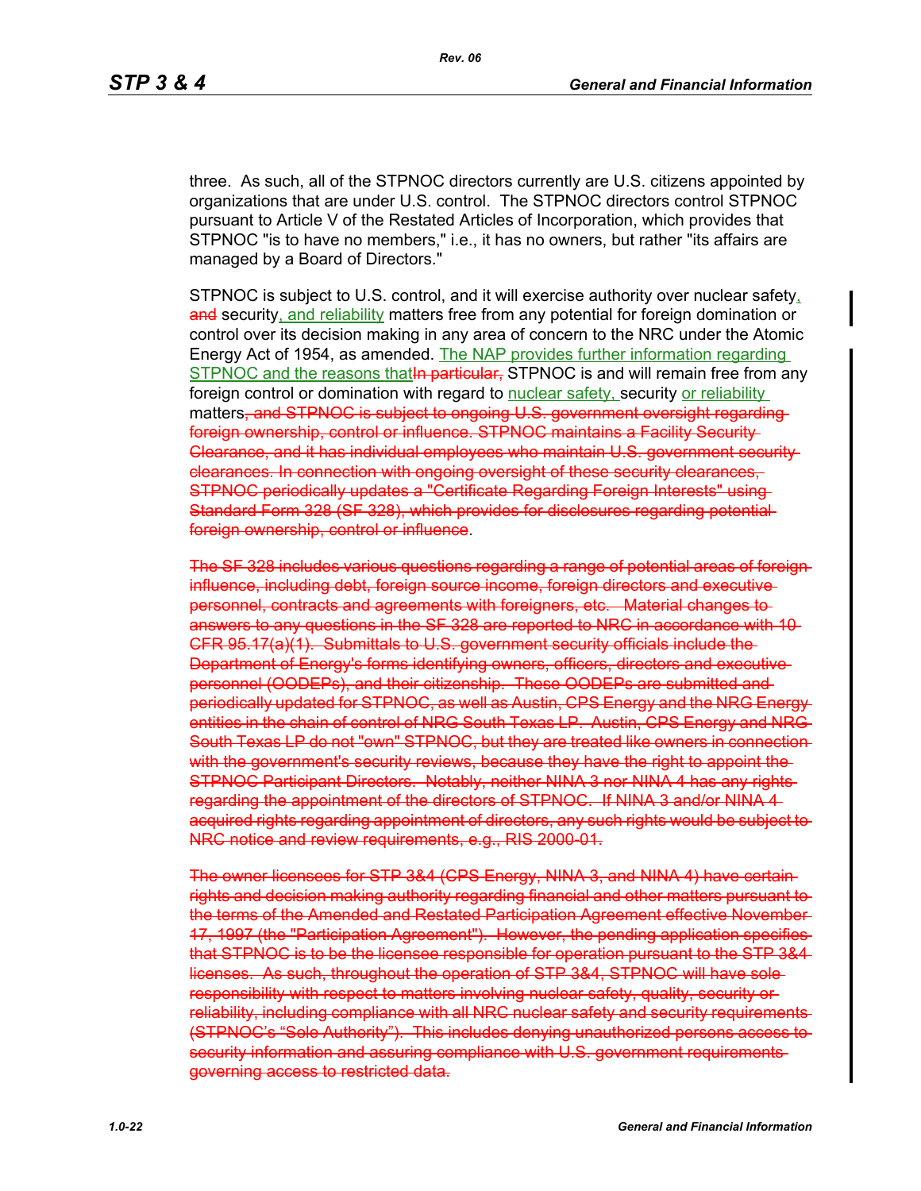three. As such, all of the STPNOC directors currently are U.S. citizens appointed by organizations that are under U.S. control. The STPNOC directors control STPNOC pursuant to Article V of the Restated Articles of Incorporation, which provides that STPNOC "is to have no members," i.e., it has no owners, but rather "its affairs are managed by a Board of Directors."

STPNOC is subject to U.S. control, and it will exercise authority over nuclear safety, ~~and~~ security, and reliability matters free from any potential for foreign domination or control over its decision making in any area of concern to the NRC under the Atomic Energy Act of 1954, as amended. The NAP provides further information regarding STPNOC and the reasons that~~In particular,~~ STPNOC is and will remain free from any foreign control or domination with regard to nuclear safety, security or reliability matters~~, and STPNOC is subject to ongoing U.S. government oversight regarding foreign ownership, control or influence. STPNOC maintains a Facility Security Clearance, and it has individual employees who maintain U.S. government security clearances. In connection with ongoing oversight of these security clearances, STPNOC periodically updates a "Certificate Regarding Foreign Interests" using Standard Form 328 (SF 328), which provides for disclosures regarding potential foreign ownership, control or influence~~.

~~The SF 328 includes various questions regarding a range of potential areas of foreign influence, including debt, foreign source income, foreign directors and executive personnel, contracts and agreements with foreigners, etc. Material changes to answers to any questions in the SF 328 are reported to NRC in accordance with 10 CFR 95.17(a)(1). Submittals to U.S. government security officials include the Department of Energy's forms identifying owners, officers, directors and executive personnel (OODEPs), and their citizenship. These OODEPs are submitted and periodically updated for STPNOC, as well as Austin, CPS Energy and the NRG Energy entities in the chain of control of NRG South Texas LP. Austin, CPS Energy and NRG South Texas LP do not "own" STPNOC, but they are treated like owners in connection with the government's security reviews, because they have the right to appoint the STPNOC Participant Directors. Notably, neither NINA 3 nor NINA 4 has any rights regarding the appointment of the directors of STPNOC. If NINA 3 and/or NINA 4 acquired rights regarding appointment of directors, any such rights would be subject to NRC notice and review requirements, e.g., RIS 2000-01.~~

~~The owner licensees for STP 3&4 (CPS Energy, NINA 3, and NINA 4) have certain rights and decision making authority regarding financial and other matters pursuant to the terms of the Amended and Restated Participation Agreement effective November 17, 1997 (the "Participation Agreement"). However, the pending application specifies that STPNOC is to be the licensee responsible for operation pursuant to the STP 3&4 licenses. As such, throughout the operation of STP 3&4, STPNOC will have sole responsibility with respect to matters involving nuclear safety, quality, security or reliability, including compliance with all NRC nuclear safety and security requirements (STPNOC's "Sole Authority"). This includes denying unauthorized persons access to security information and assuring compliance with U.S. government requirements governing access to restricted data.~~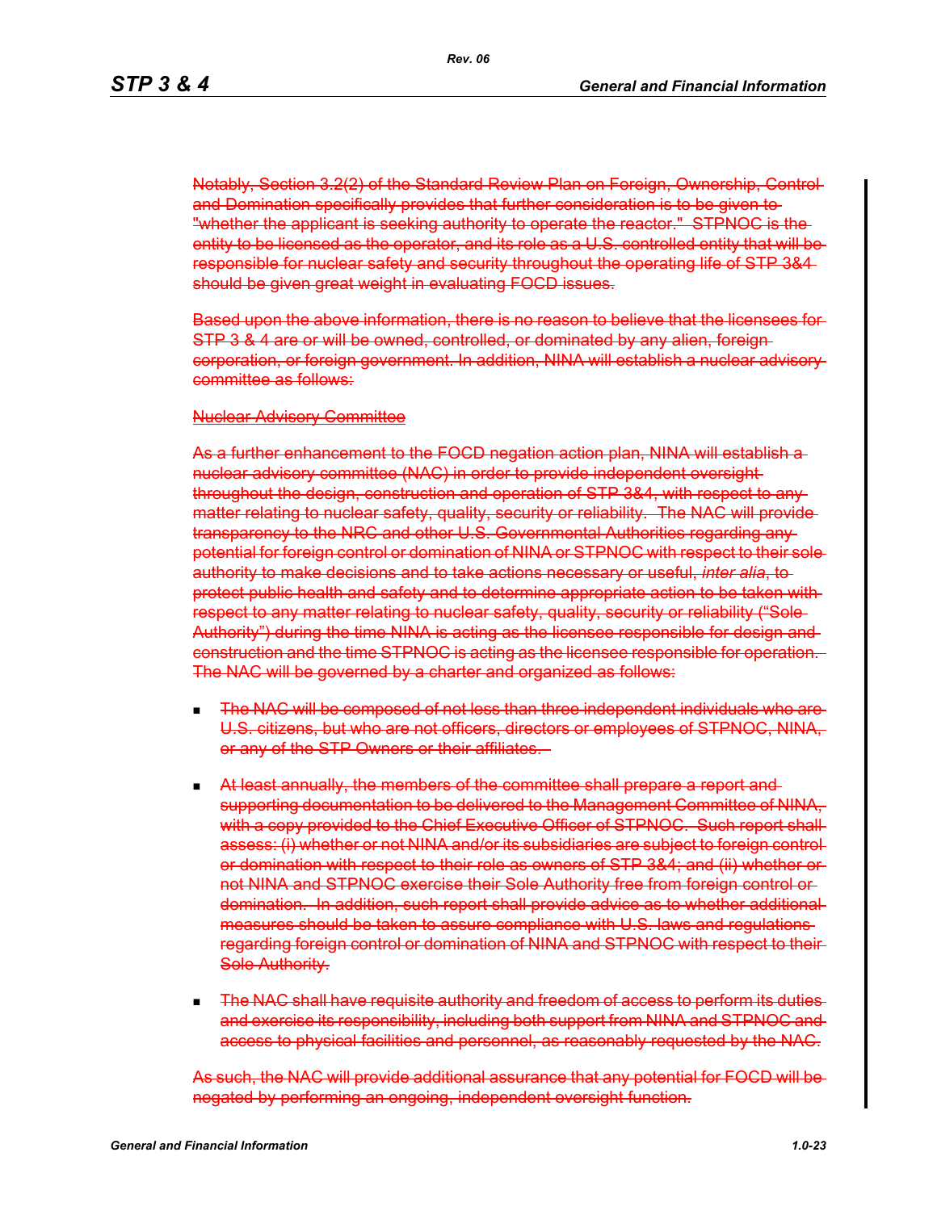~~Notably, Section 3.2(2) of the Standard Review Plan on Foreign, Ownership, Control and Domination specifically provides that further consideration is to be given to "whether the applicant is seeking authority to operate the reactor." STPNOC is the entity to be licensed as the operator, and its role as a U.S. controlled entity that will be responsible for nuclear safety and security throughout the operating life of STP 3&4 should be given great weight in evaluating FOCD issues.~~

~~Based upon the above information, there is no reason to believe that the licensees for STP 3 & 4 are or will be owned, controlled, or dominated by any alien, foreign corporation, or foreign government. In addition, NINA will establish a nuclear advisory committee as follows:~~

~~Nuclear Advisory Committee~~

~~As a further enhancement to the FOCD negation action plan, NINA will establish a nuclear advisory committee (NAC) in order to provide independent oversight throughout the design, construction and operation of STP 3&4, with respect to any matter relating to nuclear safety, quality, security or reliability. The NAC will provide transparency to the NRC and other U.S. Governmental Authorities regarding any potential for foreign control or domination of NINA or STPNOC with respect to their sole authority to make decisions and to take actions necessary or useful, *inter alia*, to protect public health and safety and to determine appropriate action to be taken with respect to any matter relating to nuclear safety, quality, security or reliability ("Sole Authority") during the time NINA is acting as the licensee responsible for design and construction and the time STPNOC is acting as the licensee responsible for operation. The NAC will be governed by a charter and organized as follows:~~

- ~~The NAC will be composed of not less than three independent individuals who are U.S. citizens, but who are not officers, directors or employees of STPNOC, NINA, or any of the STP Owners or their affiliates.~~
- ~~At least annually, the members of the committee shall prepare a report and supporting documentation to be delivered to the Management Committee of NINA, with a copy provided to the Chief Executive Officer of STPNOC. Such report shall assess: (i) whether or not NINA and/or its subsidiaries are subject to foreign control or domination with respect to their role as owners of STP 3&4; and (ii) whether or not NINA and STPNOC exercise their Sole Authority free from foreign control or domination. In addition, such report shall provide advice as to whether additional measures should be taken to assure compliance with U.S. laws and regulations regarding foreign control or domination of NINA and STPNOC with respect to their Sole Authority.~~
- ~~The NAC shall have requisite authority and freedom of access to perform its duties and exercise its responsibility, including both support from NINA and STPNOC and access to physical facilities and personnel, as reasonably requested by the NAC.~~

~~As such, the NAC will provide additional assurance that any potential for FOCD will be negated by performing an ongoing, independent oversight function.~~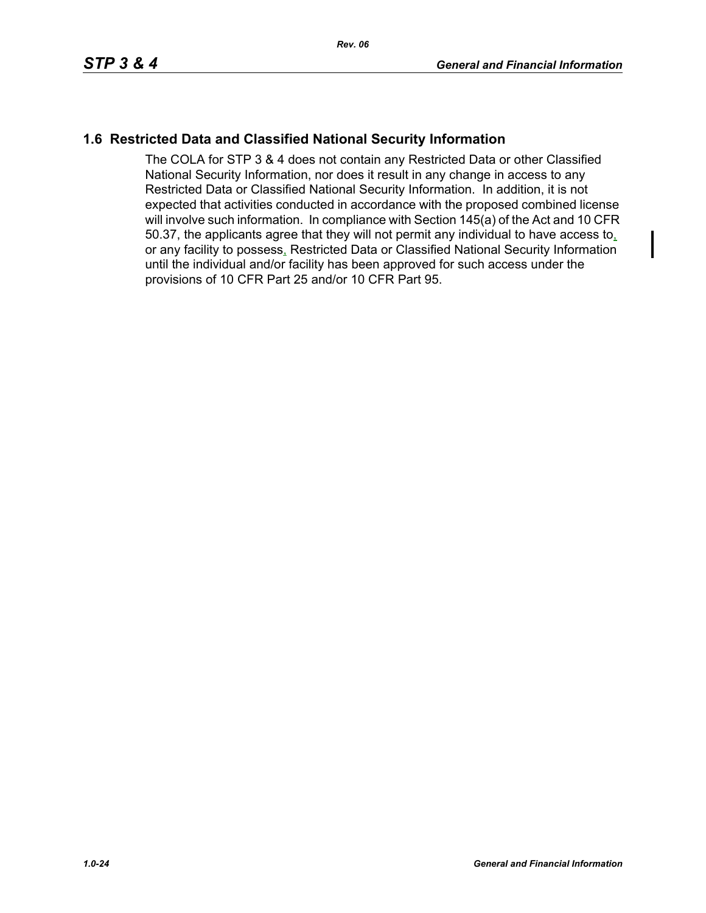## 1.6 Restricted Data and Classified National Security Information

The COLA for STP 3 & 4 does not contain any Restricted Data or other Classified National Security Information, nor does it result in any change in access to any Restricted Data or Classified National Security Information. In addition, it is not expected that activities conducted in accordance with the proposed combined license will involve such information. In compliance with Section 145(a) of the Act and 10 CFR 50.37, the applicants agree that they will not permit any individual to have access to, or any facility to possess, Restricted Data or Classified National Security Information until the individual and/or facility has been approved for such access under the provisions of 10 CFR Part 25 and/or 10 CFR Part 95.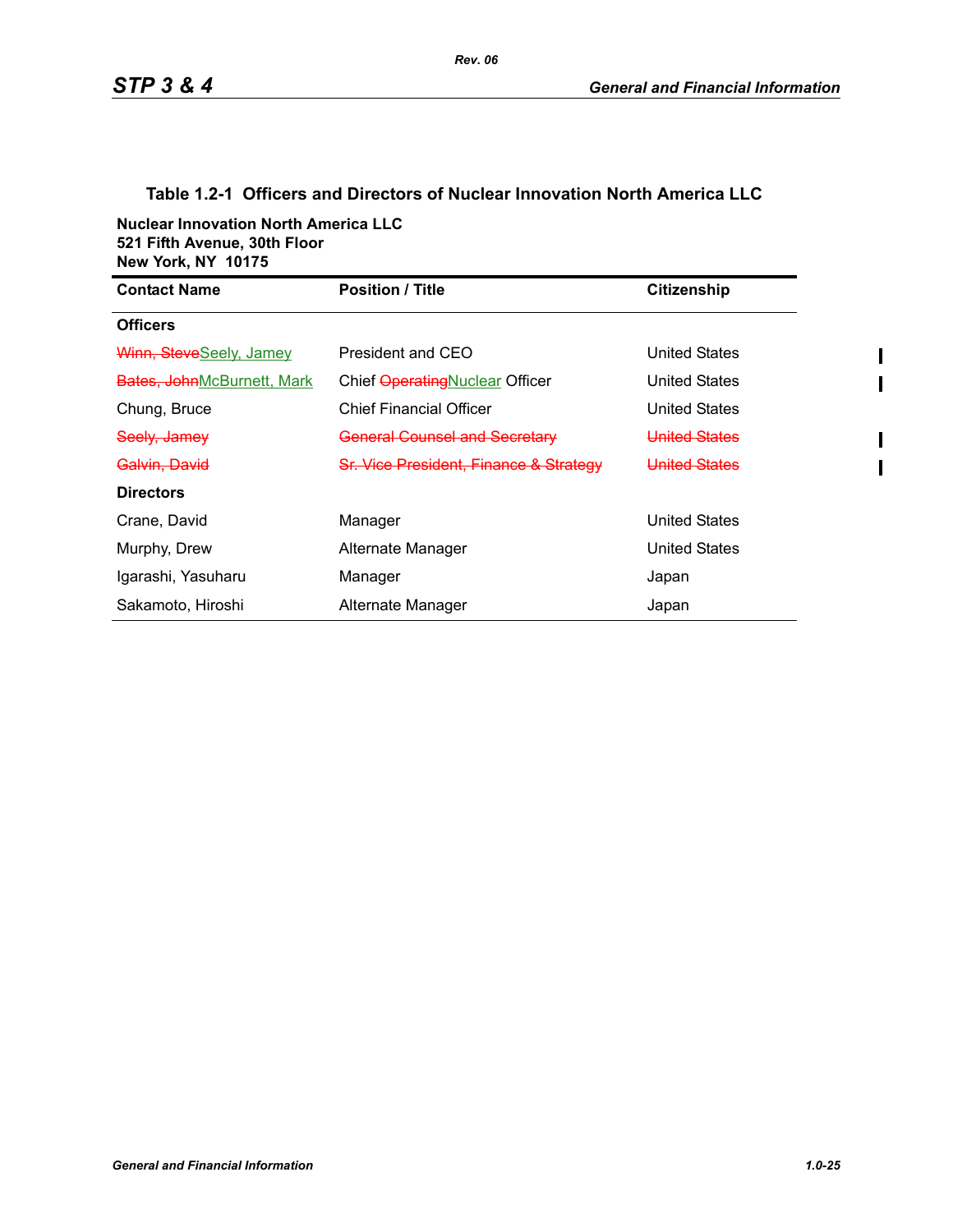### Table 1.2-1 Officers and Directors of Nuclear Innovation North America LLC

**Nuclear Innovation North America LLC**
**521 Fifth Avenue, 30th Floor**
**New York, NY 10175**

| Contact Name | Position / Title | Citizenship |
|---|---|---|
| **Officers** | | |
| ~~Winn, Steve~~Seely, Jamey | President and CEO | United States |
| ~~Bates, John~~McBurnett, Mark | Chief ~~Operating~~Nuclear Officer | United States |
| Chung, Bruce | Chief Financial Officer | United States |
| ~~Seely, Jamey~~ | ~~General Counsel and Secretary~~ | ~~United States~~ |
| ~~Galvin, David~~ | ~~Sr. Vice President, Finance & Strategy~~ | ~~United States~~ |
| **Directors** | | |
| Crane, David | Manager | United States |
| Murphy, Drew | Alternate Manager | United States |
| Igarashi, Yasuharu | Manager | Japan |
| Sakamoto, Hiroshi | Alternate Manager | Japan |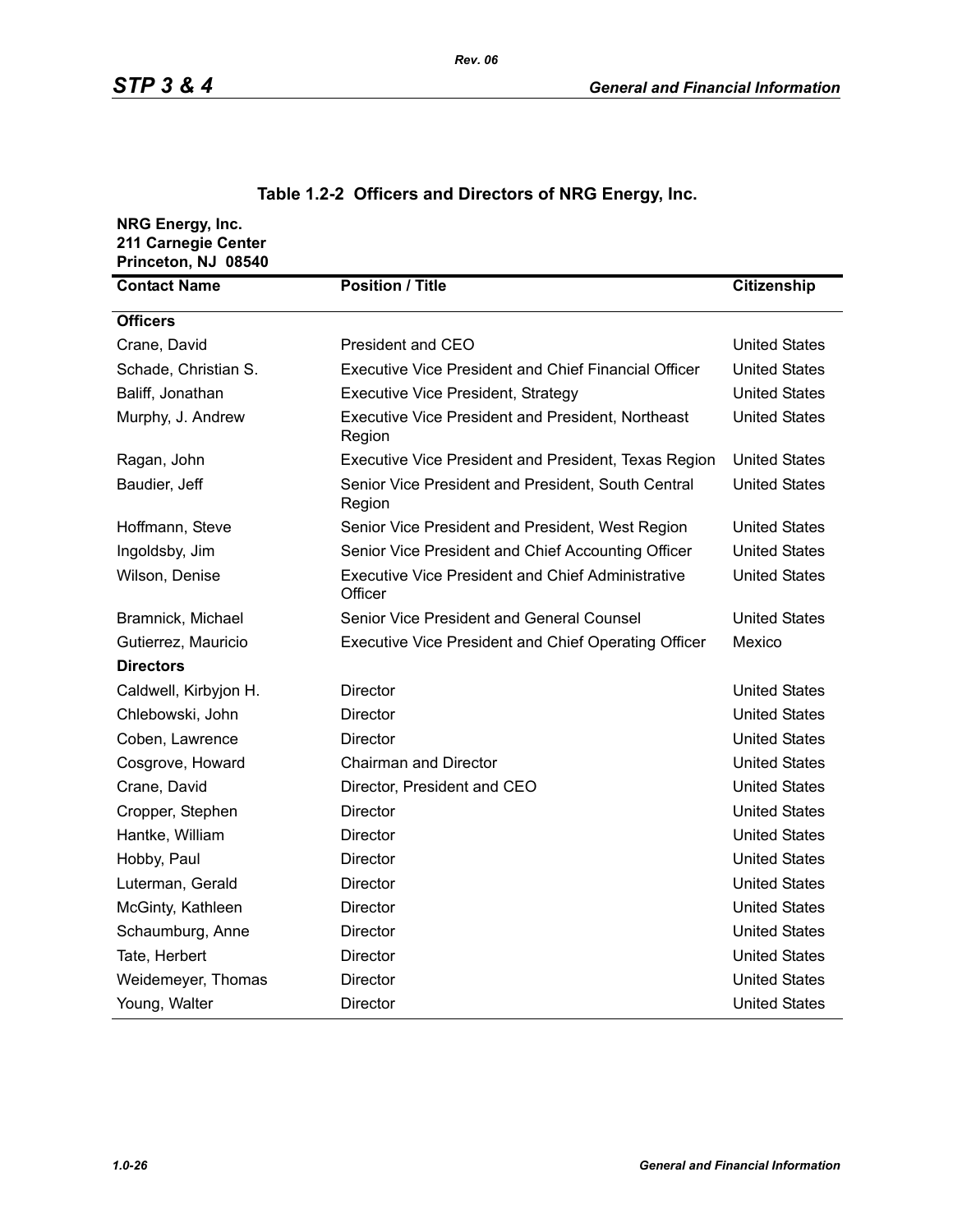**Table 1.2-2 Officers and Directors of NRG Energy, Inc.**

**NRG Energy, Inc.**
**211 Carnegie Center**
**Princeton, NJ 08540**

| Contact Name | Position / Title | Citizenship |
|---|---|---|
| **Officers** | | |
| Crane, David | President and CEO | United States |
| Schade, Christian S. | Executive Vice President and Chief Financial Officer | United States |
| Baliff, Jonathan | Executive Vice President, Strategy | United States |
| Murphy, J. Andrew | Executive Vice President and President, Northeast Region | United States |
| Ragan, John | Executive Vice President and President, Texas Region | United States |
| Baudier, Jeff | Senior Vice President and President, South Central Region | United States |
| Hoffmann, Steve | Senior Vice President and President, West Region | United States |
| Ingoldsby, Jim | Senior Vice President and Chief Accounting Officer | United States |
| Wilson, Denise | Executive Vice President and Chief Administrative Officer | United States |
| Bramnick, Michael | Senior Vice President and General Counsel | United States |
| Gutierrez, Mauricio | Executive Vice President and Chief Operating Officer | Mexico |
| **Directors** | | |
| Caldwell, Kirbyjon H. | Director | United States |
| Chlebowski, John | Director | United States |
| Coben, Lawrence | Director | United States |
| Cosgrove, Howard | Chairman and Director | United States |
| Crane, David | Director, President and CEO | United States |
| Cropper, Stephen | Director | United States |
| Hantke, William | Director | United States |
| Hobby, Paul | Director | United States |
| Luterman, Gerald | Director | United States |
| McGinty, Kathleen | Director | United States |
| Schaumburg, Anne | Director | United States |
| Tate, Herbert | Director | United States |
| Weidemeyer, Thomas | Director | United States |
| Young, Walter | Director | United States |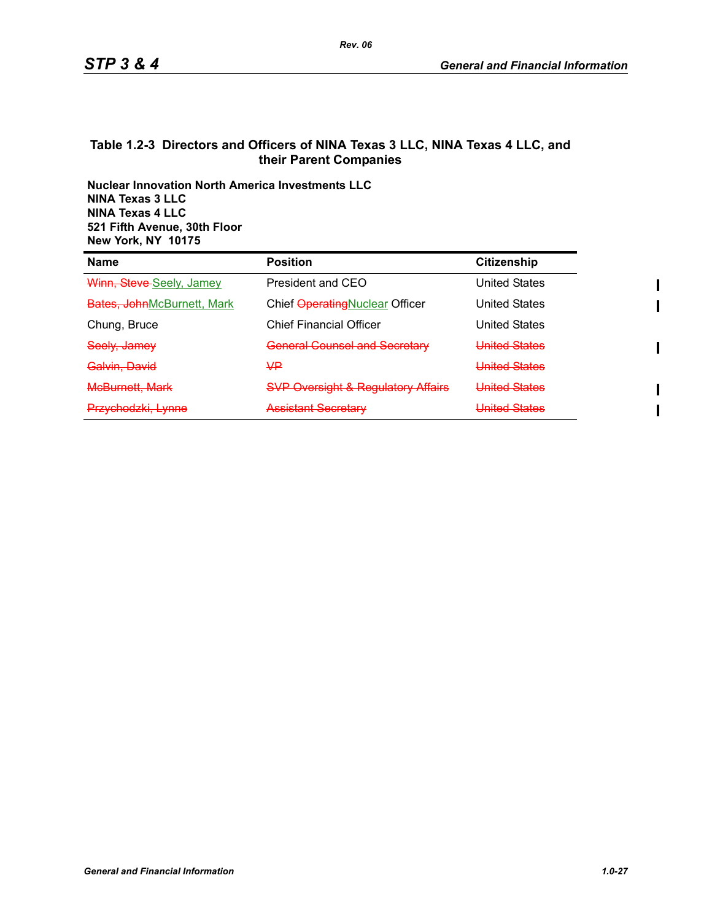### Table 1.2-3 Directors and Officers of NINA Texas 3 LLC, NINA Texas 4 LLC, and their Parent Companies

**Nuclear Innovation North America Investments LLC**
**NINA Texas 3 LLC**
**NINA Texas 4 LLC**
**521 Fifth Avenue, 30th Floor**
**New York, NY 10175**

| Name | Position | Citizenship |
|---|---|---|
| ~~Winn, Steve~~ Seely, Jamey | President and CEO | United States |
| ~~Bates, John~~McBurnett, Mark | Chief ~~Operating~~Nuclear Officer | United States |
| Chung, Bruce | Chief Financial Officer | United States |
| ~~Seely, Jamey~~ | ~~General Counsel and Secretary~~ | ~~United States~~ |
| ~~Galvin, David~~ | ~~VP~~ | ~~United States~~ |
| ~~McBurnett, Mark~~ | ~~SVP Oversight & Regulatory Affairs~~ | ~~United States~~ |
| ~~Przychodzki, Lynne~~ | ~~Assistant Secretary~~ | ~~United States~~ |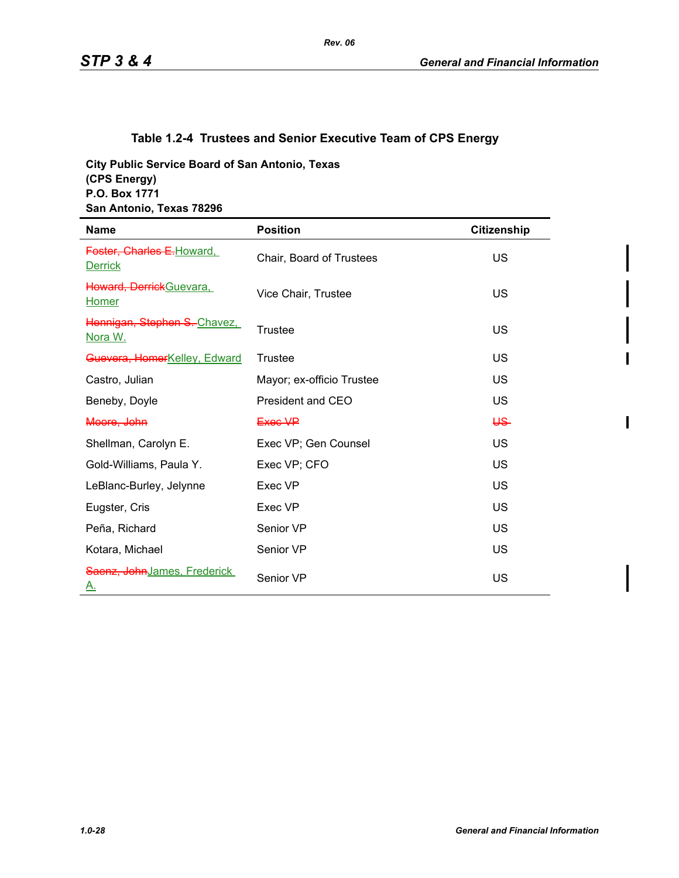### Table 1.2-4 Trustees and Senior Executive Team of CPS Energy

**City Public Service Board of San Antonio, Texas**
**(CPS Energy)**
**P.O. Box 1771**
**San Antonio, Texas 78296**

| Name | Position | Citizenship |
|---|---|---|
| ~~Foster, Charles E.~~<u>Howard, Derrick</u> | Chair, Board of Trustees | US |
| ~~Howard, Derrick~~<u>Guevara, Homer</u> | Vice Chair, Trustee | US |
| ~~Hennigan, Stephen S.~~ <u>Chavez, Nora W.</u> | Trustee | US |
| ~~Guevera, Homer~~<u>Kelley, Edward</u> | Trustee | US |
| Castro, Julian | Mayor; ex-officio Trustee | US |
| Beneby, Doyle | President and CEO | US |
| ~~Moore, John~~ | ~~Exec VP~~ | ~~US~~ |
| Shellman, Carolyn E. | Exec VP; Gen Counsel | US |
| Gold-Williams, Paula Y. | Exec VP; CFO | US |
| LeBlanc-Burley, Jelynne | Exec VP | US |
| Eugster, Cris | Exec VP | US |
| Peña, Richard | Senior VP | US |
| Kotara, Michael | Senior VP | US |
| ~~Saenz, John~~<u>James, Frederick A.</u> | Senior VP | US |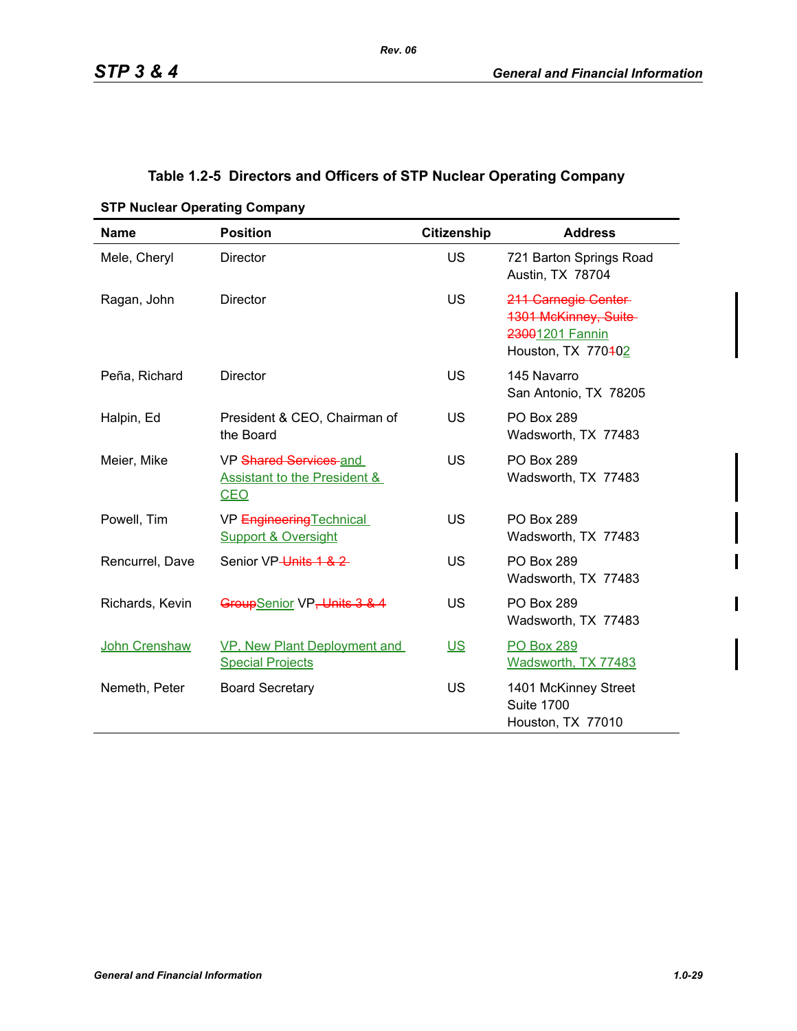**Table 1.2-5 Directors and Officers of STP Nuclear Operating Company**

**STP Nuclear Operating Company**

| Name | Position | Citizenship | Address |
|---|---|---|---|
| Mele, Cheryl | Director | US | 721 Barton Springs Road<br>Austin, TX 78704 |
| Ragan, John | Director | US | ~~211 Carnegie Center~~<br>~~1301 McKinney, Suite~~<br>~~2300~~1201 Fannin<br>Houston, TX 770~~1~~02 |
| Peña, Richard | Director | US | 145 Navarro<br>San Antonio, TX 78205 |
| Halpin, Ed | President & CEO, Chairman of the Board | US | PO Box 289<br>Wadsworth, TX 77483 |
| Meier, Mike | VP ~~Shared Services~~ and Assistant to the President & CEO | US | PO Box 289<br>Wadsworth, TX 77483 |
| Powell, Tim | VP ~~Engineering~~Technical Support & Oversight | US | PO Box 289<br>Wadsworth, TX 77483 |
| Rencurrel, Dave | Senior VP ~~Units 1 & 2~~ | US | PO Box 289<br>Wadsworth, TX 77483 |
| Richards, Kevin | ~~Group~~Senior VP~~, Units 3 & 4~~ | US | PO Box 289<br>Wadsworth, TX 77483 |
| John Crenshaw | VP, New Plant Deployment and Special Projects | US | PO Box 289<br>Wadsworth, TX 77483 |
| Nemeth, Peter | Board Secretary | US | 1401 McKinney Street<br>Suite 1700<br>Houston, TX 77010 |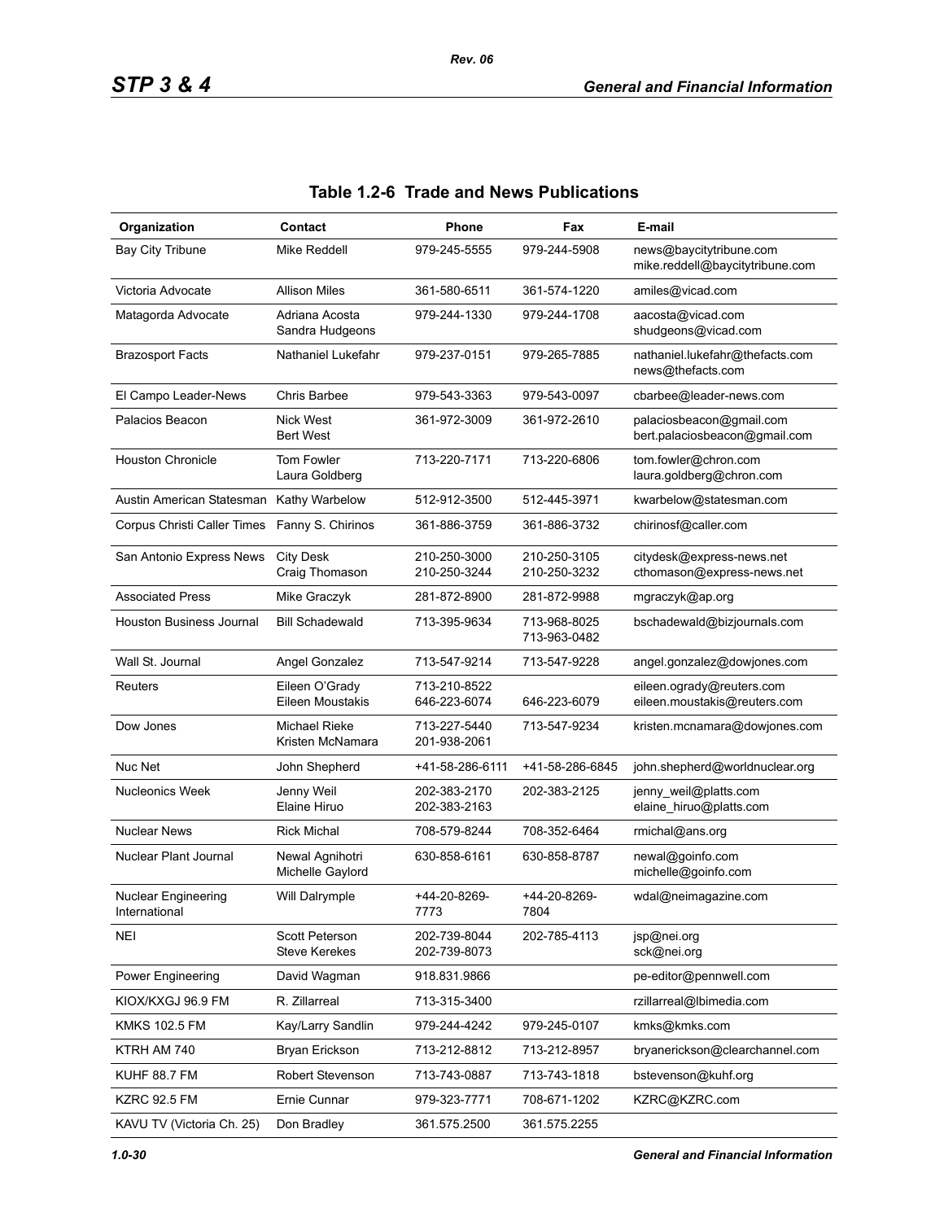## Table 1.2-6 Trade and News Publications

| Organization | Contact | Phone | Fax | E-mail |
|---|---|---|---|---|
| Bay City Tribune | Mike Reddell | 979-245-5555 | 979-244-5908 | news@baycitytribune.com<br>mike.reddell@baycitytribune.com |
| Victoria Advocate | Allison Miles | 361-580-6511 | 361-574-1220 | amiles@vicad.com |
| Matagorda Advocate | Adriana Acosta<br>Sandra Hudgeons | 979-244-1330 | 979-244-1708 | aacosta@vicad.com<br>shudgeons@vicad.com |
| Brazosport Facts | Nathaniel Lukefahr | 979-237-0151 | 979-265-7885 | nathaniel.lukefahr@thefacts.com<br>news@thefacts.com |
| El Campo Leader-News | Chris Barbee | 979-543-3363 | 979-543-0097 | cbarbee@leader-news.com |
| Palacios Beacon | Nick West<br>Bert West | 361-972-3009 | 361-972-2610 | palaciosbeacon@gmail.com<br>bert.palaciosbeacon@gmail.com |
| Houston Chronicle | Tom Fowler<br>Laura Goldberg | 713-220-7171 | 713-220-6806 | tom.fowler@chron.com<br>laura.goldberg@chron.com |
| Austin American Statesman | Kathy Warbelow | 512-912-3500 | 512-445-3971 | kwarbelow@statesman.com |
| Corpus Christi Caller Times | Fanny S. Chirinos | 361-886-3759 | 361-886-3732 | chirinosf@caller.com |
| San Antonio Express News | City Desk<br>Craig Thomason | 210-250-3000<br>210-250-3244 | 210-250-3105<br>210-250-3232 | citydesk@express-news.net<br>cthomason@express-news.net |
| Associated Press | Mike Graczyk | 281-872-8900 | 281-872-9988 | mgraczyk@ap.org |
| Houston Business Journal | Bill Schadewald | 713-395-9634 | 713-968-8025<br>713-963-0482 | bschadewald@bizjournals.com |
| Wall St. Journal | Angel Gonzalez | 713-547-9214 | 713-547-9228 | angel.gonzalez@dowjones.com |
| Reuters | Eileen O'Grady<br>Eileen Moustakis | 713-210-8522<br>646-223-6074 | 646-223-6079 | eileen.ogrady@reuters.com<br>eileen.moustakis@reuters.com |
| Dow Jones | Michael Rieke<br>Kristen McNamara | 713-227-5440<br>201-938-2061 | 713-547-9234 | kristen.mcnamara@dowjones.com |
| Nuc Net | John Shepherd | +41-58-286-6111 | +41-58-286-6845 | john.shepherd@worldnuclear.org |
| Nucleonics Week | Jenny Weil<br>Elaine Hiruo | 202-383-2170<br>202-383-2163 | 202-383-2125 | jenny_weil@platts.com<br>elaine_hiruo@platts.com |
| Nuclear News | Rick Michal | 708-579-8244 | 708-352-6464 | rmichal@ans.org |
| Nuclear Plant Journal | Newal Agnihotri<br>Michelle Gaylord | 630-858-6161 | 630-858-8787 | newal@goinfo.com<br>michelle@goinfo.com |
| Nuclear Engineering International | Will Dalrymple | +44-20-8269-7773 | +44-20-8269-7804 | wdal@neimagazine.com |
| NEI | Scott Peterson<br>Steve Kerekes | 202-739-8044<br>202-739-8073 | 202-785-4113 | jsp@nei.org<br>sck@nei.org |
| Power Engineering | David Wagman | 918.831.9866 | | pe-editor@pennwell.com |
| KIOX/KXGJ 96.9 FM | R. Zillarreal | 713-315-3400 | | rzillarreal@lbimedia.com |
| KMKS 102.5 FM | Kay/Larry Sandlin | 979-244-4242 | 979-245-0107 | kmks@kmks.com |
| KTRH AM 740 | Bryan Erickson | 713-212-8812 | 713-212-8957 | bryanerickson@clearchannel.com |
| KUHF 88.7 FM | Robert Stevenson | 713-743-0887 | 713-743-1818 | bstevenson@kuhf.org |
| KZRC 92.5 FM | Ernie Cunnar | 979-323-7771 | 708-671-1202 | KZRC@KZRC.com |
| KAVU TV (Victoria Ch. 25) | Don Bradley | 361.575.2500 | 361.575.2255 | |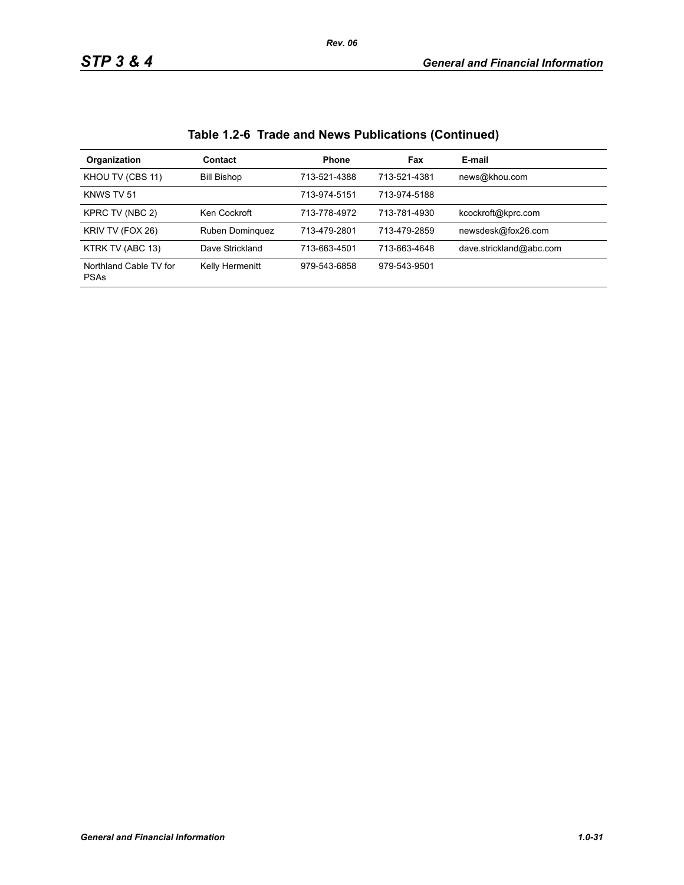## Table 1.2-6 Trade and News Publications (Continued)

| Organization | Contact | Phone | Fax | E-mail |
|---|---|---|---|---|
| KHOU TV (CBS 11) | Bill Bishop | 713-521-4388 | 713-521-4381 | news@khou.com |
| KNWS TV 51 | | 713-974-5151 | 713-974-5188 | |
| KPRC TV (NBC 2) | Ken Cockroft | 713-778-4972 | 713-781-4930 | kcockroft@kprc.com |
| KRIV TV (FOX 26) | Ruben Dominquez | 713-479-2801 | 713-479-2859 | newsdesk@fox26.com |
| KTRK TV (ABC 13) | Dave Strickland | 713-663-4501 | 713-663-4648 | dave.strickland@abc.com |
| Northland Cable TV for PSAs | Kelly Hermenitt | 979-543-6858 | 979-543-9501 | |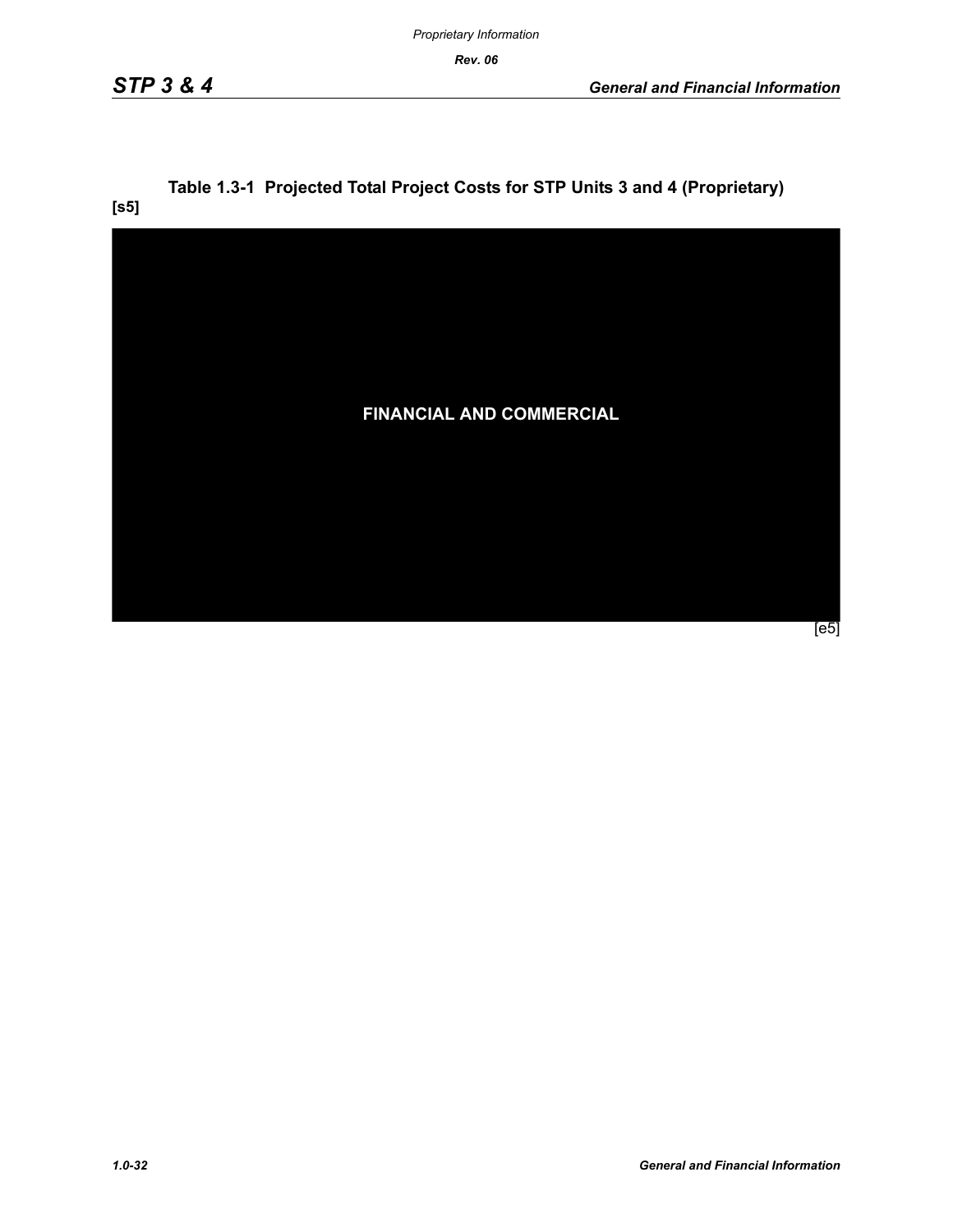**Table 1.3-1 Projected Total Project Costs for STP Units 3 and 4 (Proprietary)**

**[s5]**

**FINANCIAL AND COMMERCIAL**

[e5]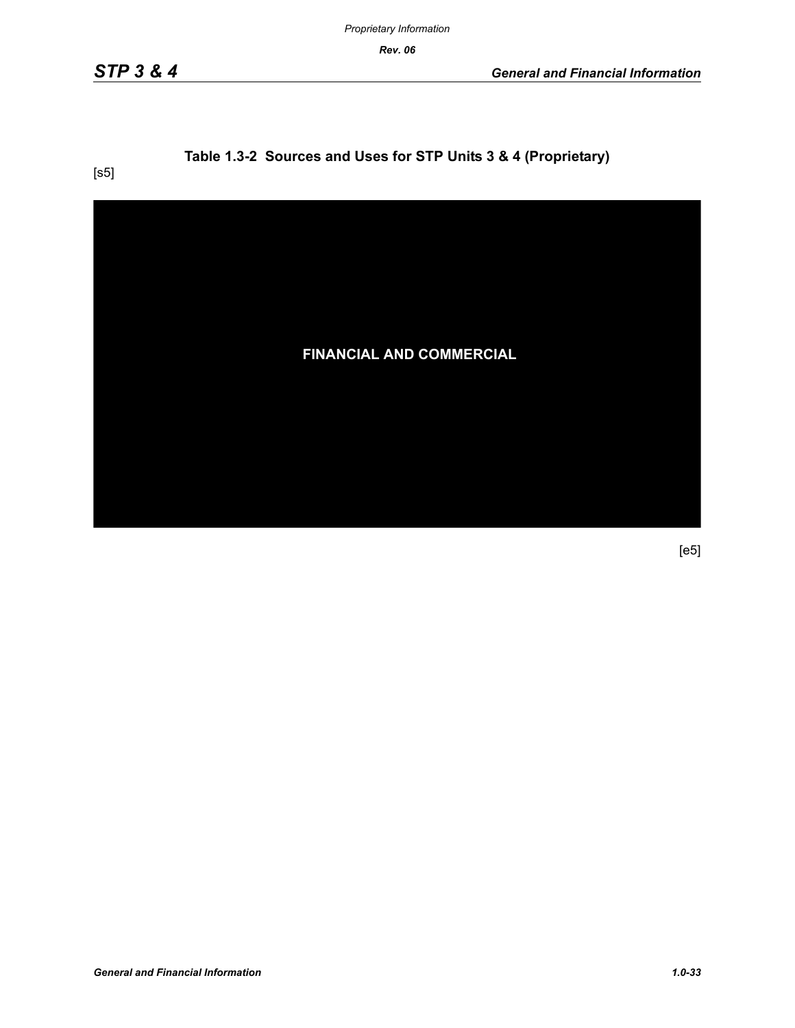**Table 1.3-2 Sources and Uses for STP Units 3 & 4 (Proprietary)**

[s5]

FINANCIAL AND COMMERCIAL

[e5]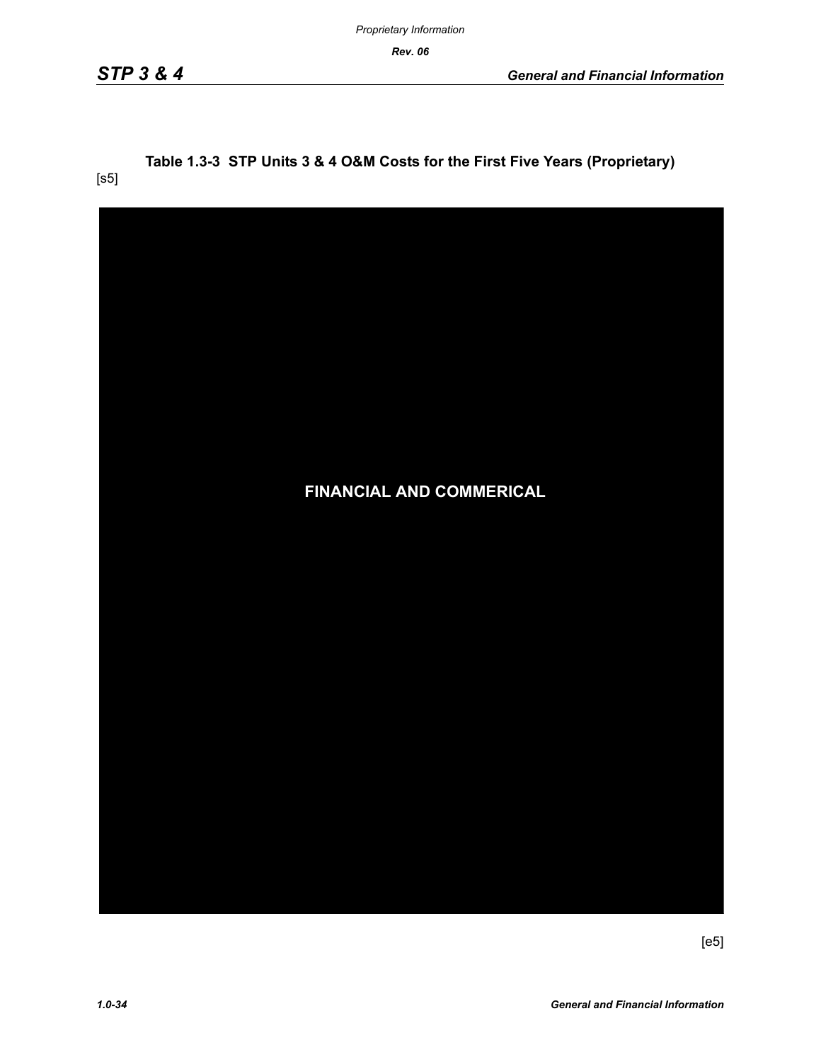**Table 1.3-3 STP Units 3 & 4 O&M Costs for the First Five Years (Proprietary)**

[s5]

FINANCIAL AND COMMERICAL

[e5]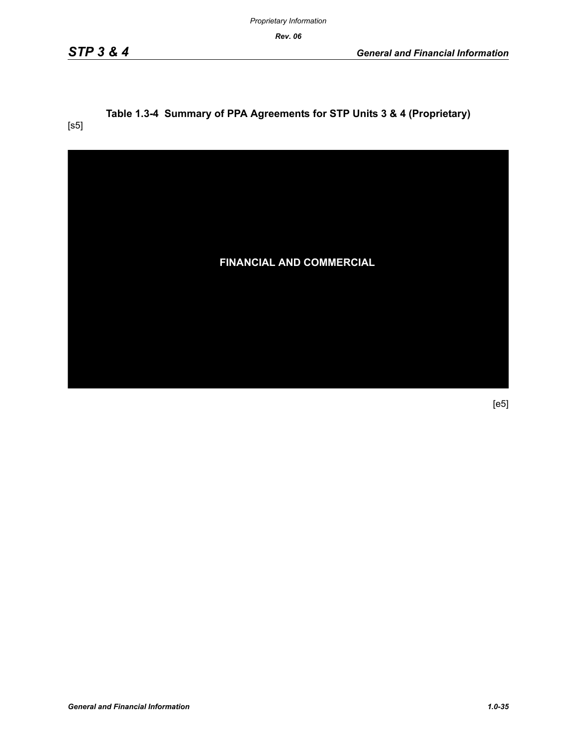**Table 1.3-4 Summary of PPA Agreements for STP Units 3 & 4 (Proprietary)**

[s5]

FINANCIAL AND COMMERCIAL

[e5]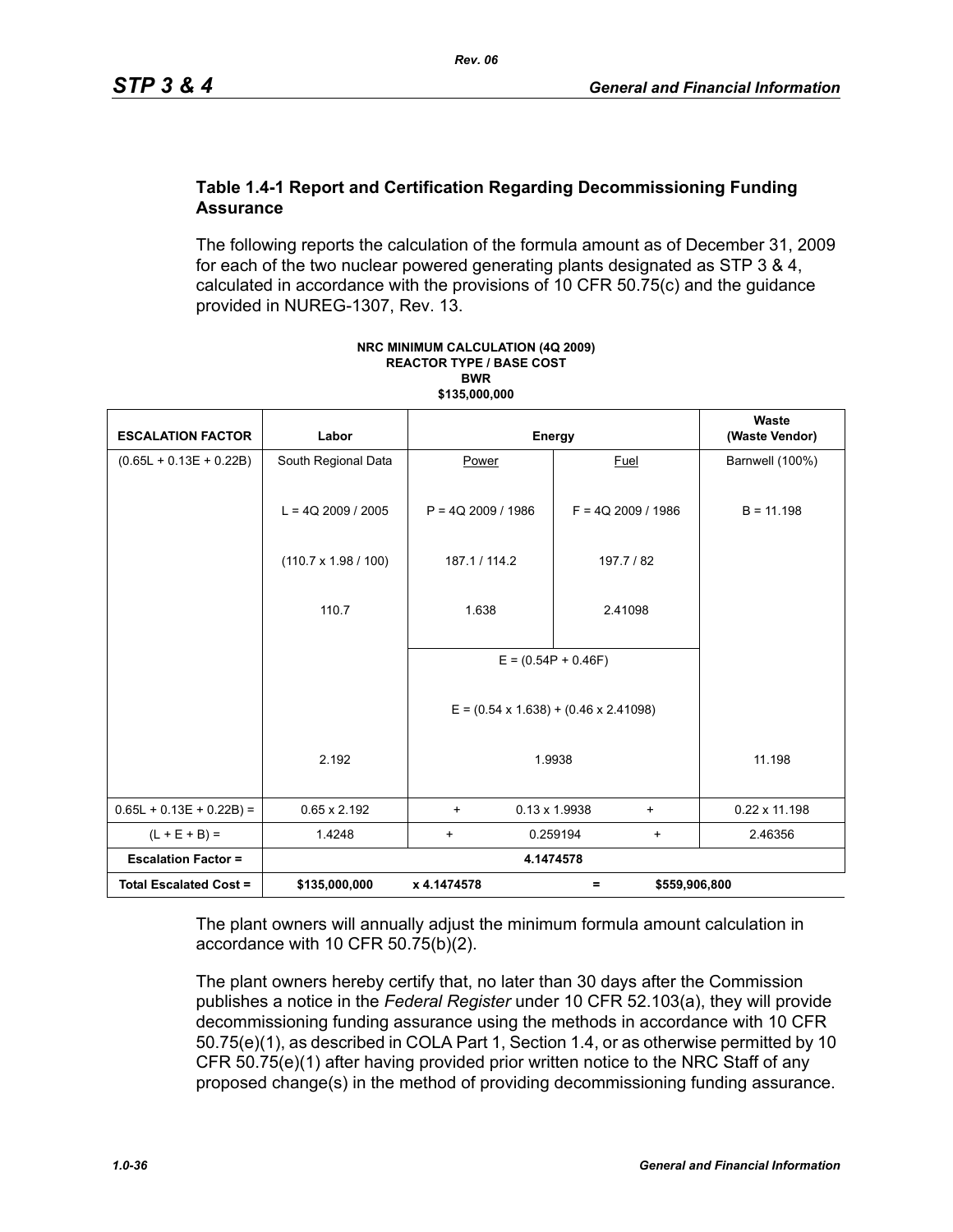### Table 1.4-1 Report and Certification Regarding Decommissioning Funding Assurance

The following reports the calculation of the formula amount as of December 31, 2009 for each of the two nuclear powered generating plants designated as STP 3 & 4, calculated in accordance with the provisions of 10 CFR 50.75(c) and the guidance provided in NUREG-1307, Rev. 13.

**NRC MINIMUM CALCULATION (4Q 2009)**
**REACTOR TYPE / BASE COST**
**BWR**
**$135,000,000**

| ESCALATION FACTOR | Labor | Energy | | Waste (Waste Vendor) |
|---|---|---|---|---|
| (0.65L + 0.13E + 0.22B) | South Regional Data | Power | Fuel | Barnwell (100%) |
| | L = 4Q 2009 / 2005 | P = 4Q 2009 / 1986 | F = 4Q 2009 / 1986 | B = 11.198 |
| | (110.7 x 1.98 / 100) | 187.1 / 114.2 | 197.7 / 82 | |
| | 110.7 | 1.638 | 2.41098 | |
| | | E = (0.54P + 0.46F) | | |
| | | E = (0.54 x 1.638) + (0.46 x 2.41098) | | |
| | 2.192 | 1.9938 | | 11.198 |
| 0.65L + 0.13E + 0.22B) = | 0.65 x 2.192 | + 0.13 x 1.9938 + | | 0.22 x 11.198 |
| (L + E + B) = | 1.4248 | + 0.259194 + | | 2.46356 |
| **Escalation Factor =** | **4.1474578** | | | |
| **Total Escalated Cost =** | **$135,000,000** | **x 4.1474578** | **=** | **$559,906,800** |

The plant owners will annually adjust the minimum formula amount calculation in accordance with 10 CFR 50.75(b)(2).

The plant owners hereby certify that, no later than 30 days after the Commission publishes a notice in the *Federal Register* under 10 CFR 52.103(a), they will provide decommissioning funding assurance using the methods in accordance with 10 CFR 50.75(e)(1), as described in COLA Part 1, Section 1.4, or as otherwise permitted by 10 CFR 50.75(e)(1) after having provided prior written notice to the NRC Staff of any proposed change(s) in the method of providing decommissioning funding assurance.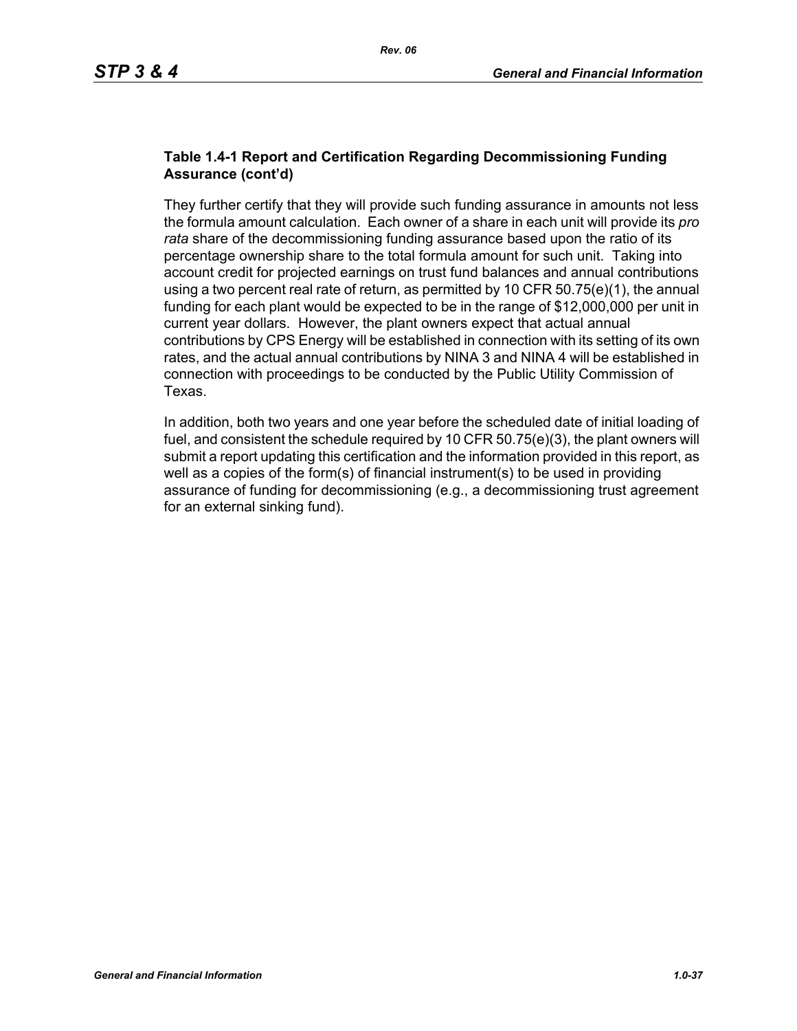**Table 1.4-1 Report and Certification Regarding Decommissioning Funding Assurance (cont'd)**

They further certify that they will provide such funding assurance in amounts not less the formula amount calculation. Each owner of a share in each unit will provide its *pro rata* share of the decommissioning funding assurance based upon the ratio of its percentage ownership share to the total formula amount for such unit. Taking into account credit for projected earnings on trust fund balances and annual contributions using a two percent real rate of return, as permitted by 10 CFR 50.75(e)(1), the annual funding for each plant would be expected to be in the range of $12,000,000 per unit in current year dollars. However, the plant owners expect that actual annual contributions by CPS Energy will be established in connection with its setting of its own rates, and the actual annual contributions by NINA 3 and NINA 4 will be established in connection with proceedings to be conducted by the Public Utility Commission of Texas.

In addition, both two years and one year before the scheduled date of initial loading of fuel, and consistent the schedule required by 10 CFR 50.75(e)(3), the plant owners will submit a report updating this certification and the information provided in this report, as well as a copies of the form(s) of financial instrument(s) to be used in providing assurance of funding for decommissioning (e.g., a decommissioning trust agreement for an external sinking fund).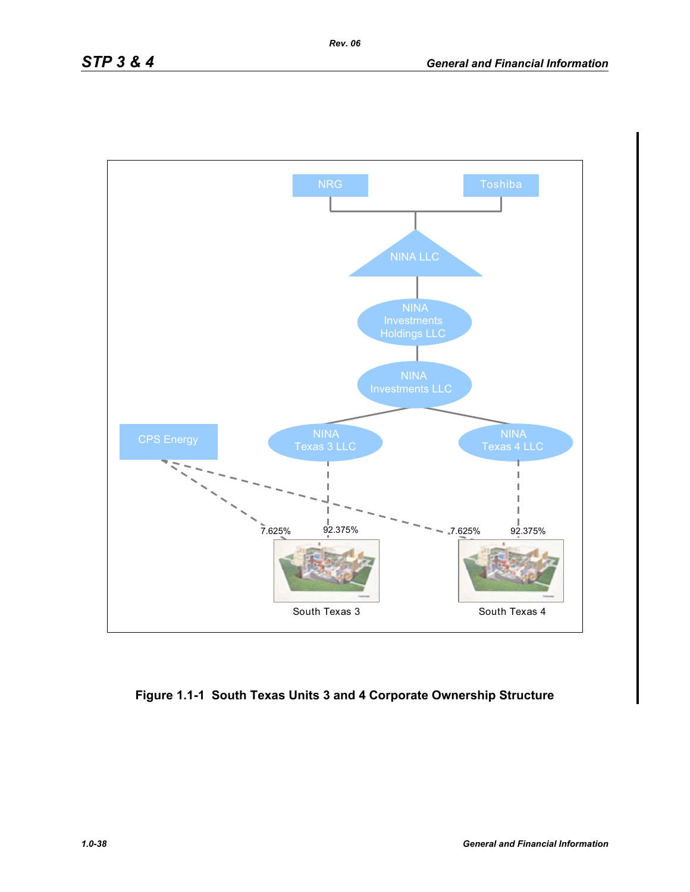NRG

Toshiba

NINA LLC

NINA Investments Holdings LLC

NINA Investments LLC

CPS Energy

NINA Texas 3 LLC

NINA Texas 4 LLC

7.625%

92.375%

7.625%

92.375%

South Texas 3

South Texas 4

**Figure 1.1-1 South Texas Units 3 and 4 Corporate Ownership Structure**